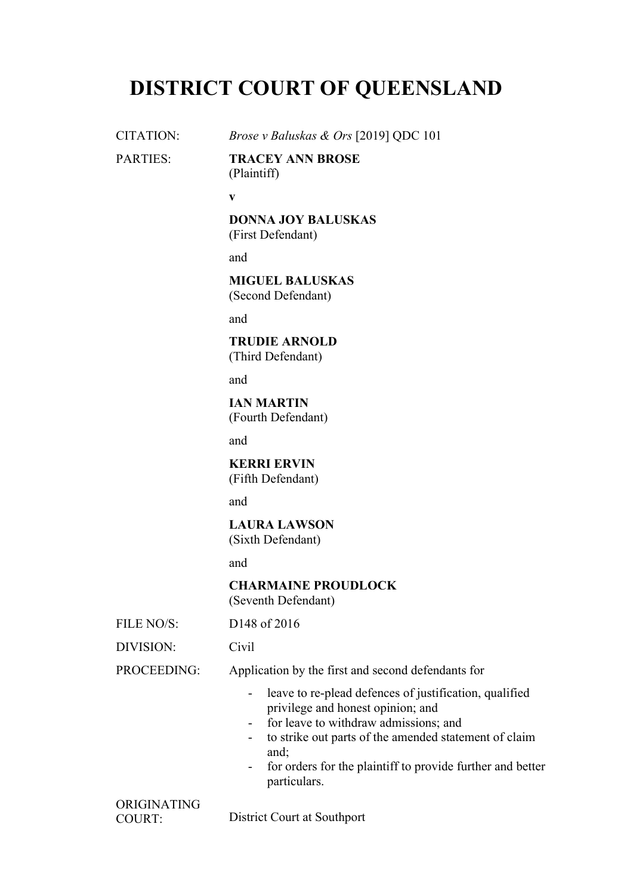# DISTRICT COURT OF QUEENSLAND

| | |
|---|---|
| CITATION: | *Brose v Baluskas & Ors* [2019] QDC 101 |
| PARTIES: | **TRACEY ANN BROSE**<br>(Plaintiff)<br><br>**v**<br><br>**DONNA JOY BALUSKAS**<br>(First Defendant)<br><br>and<br><br>**MIGUEL BALUSKAS**<br>(Second Defendant)<br><br>and<br><br>**TRUDIE ARNOLD**<br>(Third Defendant)<br><br>and<br><br>**IAN MARTIN**<br>(Fourth Defendant)<br><br>and<br><br>**KERRI ERVIN**<br>(Fifth Defendant)<br><br>and<br><br>**LAURA LAWSON**<br>(Sixth Defendant)<br><br>and<br><br>**CHARMAINE PROUDLOCK**<br>(Seventh Defendant) |
| FILE NO/S: | D148 of 2016 |
| DIVISION: | Civil |
| PROCEEDING: | Application by the first and second defendants for<br>- leave to re-plead defences of justification, qualified privilege and honest opinion; and<br>- for leave to withdraw admissions; and<br>- to strike out parts of the amended statement of claim and;<br>- for orders for the plaintiff to provide further and better particulars. |
| ORIGINATING COURT: | District Court at Southport |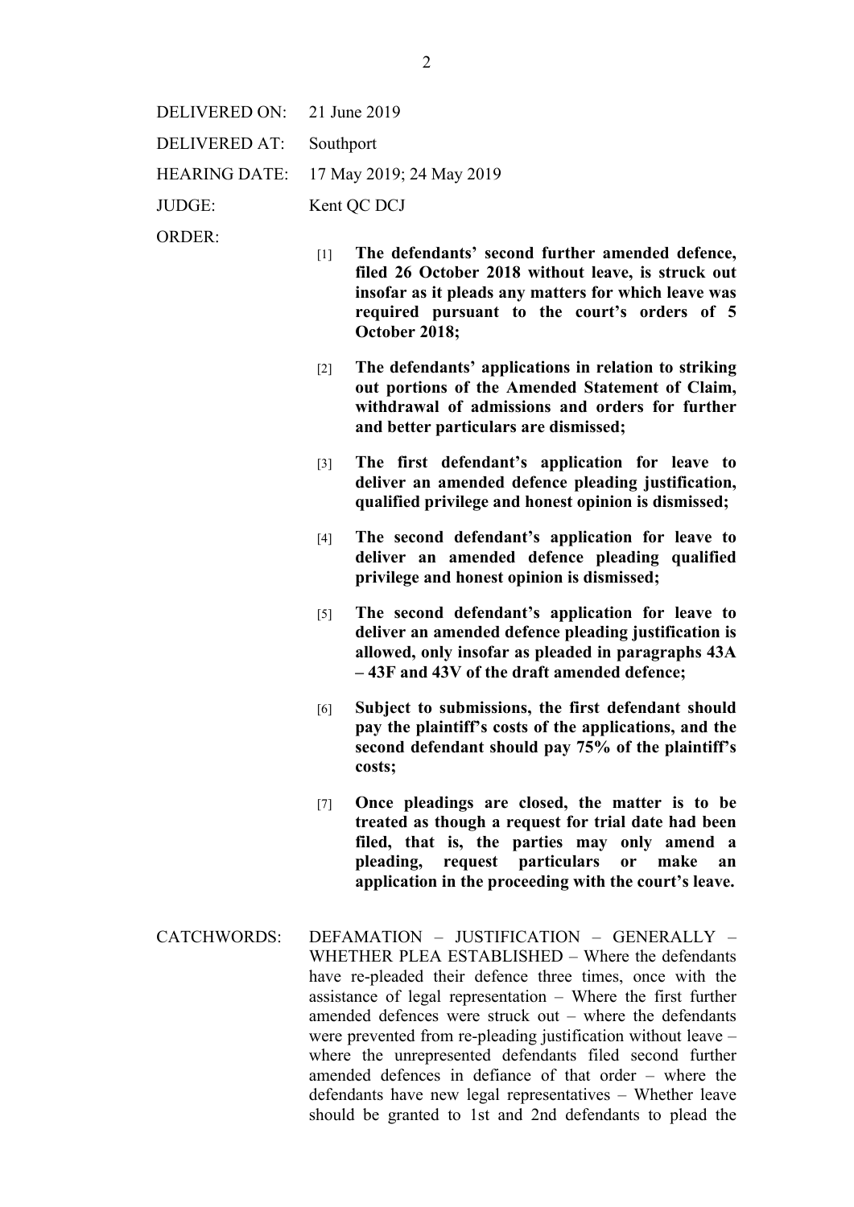DELIVERED ON: 21 June 2019

DELIVERED AT: Southport

HEARING DATE: 17 May 2019; 24 May 2019

JUDGE: Kent QC DCJ

ORDER:

[1] **The defendants' second further amended defence, filed 26 October 2018 without leave, is struck out insofar as it pleads any matters for which leave was required pursuant to the court's orders of 5 October 2018;**

[2] **The defendants' applications in relation to striking out portions of the Amended Statement of Claim, withdrawal of admissions and orders for further and better particulars are dismissed;**

[3] **The first defendant's application for leave to deliver an amended defence pleading justification, qualified privilege and honest opinion is dismissed;**

[4] **The second defendant's application for leave to deliver an amended defence pleading qualified privilege and honest opinion is dismissed;**

[5] **The second defendant's application for leave to deliver an amended defence pleading justification is allowed, only insofar as pleaded in paragraphs 43A – 43F and 43V of the draft amended defence;**

[6] **Subject to submissions, the first defendant should pay the plaintiff's costs of the applications, and the second defendant should pay 75% of the plaintiff's costs;**

[7] **Once pleadings are closed, the matter is to be treated as though a request for trial date had been filed, that is, the parties may only amend a pleading, request particulars or make an application in the proceeding with the court's leave.**

CATCHWORDS: DEFAMATION – JUSTIFICATION – GENERALLY – WHETHER PLEA ESTABLISHED – Where the defendants have re-pleaded their defence three times, once with the assistance of legal representation – Where the first further amended defences were struck out – where the defendants were prevented from re-pleading justification without leave – where the unrepresented defendants filed second further amended defences in defiance of that order – where the defendants have new legal representatives – Whether leave should be granted to 1st and 2nd defendants to plead the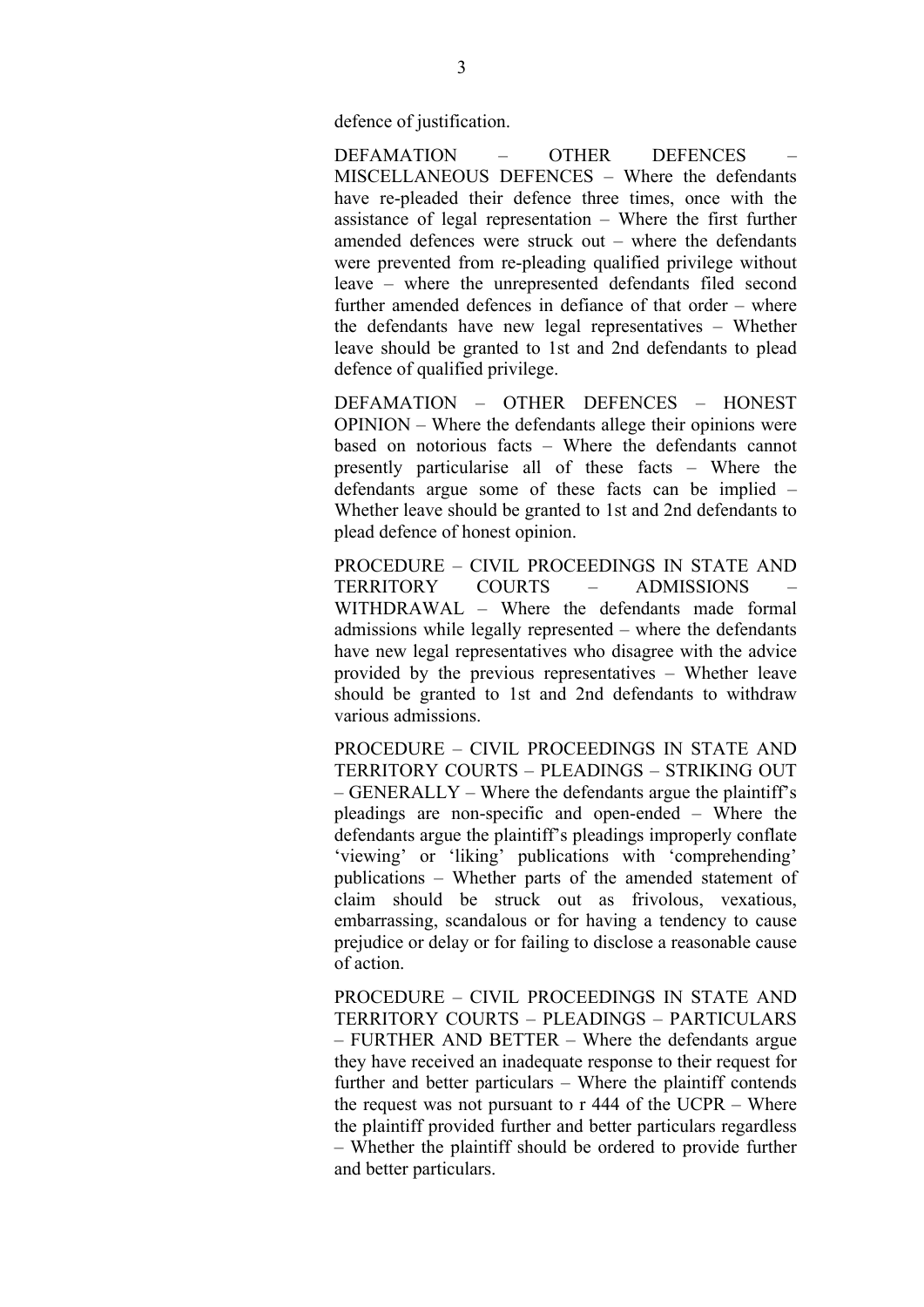defence of justification.

DEFAMATION – OTHER DEFENCES – MISCELLANEOUS DEFENCES – Where the defendants have re-pleaded their defence three times, once with the assistance of legal representation – Where the first further amended defences were struck out – where the defendants were prevented from re-pleading qualified privilege without leave – where the unrepresented defendants filed second further amended defences in defiance of that order – where the defendants have new legal representatives – Whether leave should be granted to 1st and 2nd defendants to plead defence of qualified privilege.

DEFAMATION – OTHER DEFENCES – HONEST OPINION – Where the defendants allege their opinions were based on notorious facts – Where the defendants cannot presently particularise all of these facts – Where the defendants argue some of these facts can be implied – Whether leave should be granted to 1st and 2nd defendants to plead defence of honest opinion.

PROCEDURE – CIVIL PROCEEDINGS IN STATE AND TERRITORY COURTS – ADMISSIONS – WITHDRAWAL – Where the defendants made formal admissions while legally represented – where the defendants have new legal representatives who disagree with the advice provided by the previous representatives – Whether leave should be granted to 1st and 2nd defendants to withdraw various admissions.

PROCEDURE – CIVIL PROCEEDINGS IN STATE AND TERRITORY COURTS – PLEADINGS – STRIKING OUT – GENERALLY – Where the defendants argue the plaintiff's pleadings are non-specific and open-ended – Where the defendants argue the plaintiff's pleadings improperly conflate 'viewing' or 'liking' publications with 'comprehending' publications – Whether parts of the amended statement of claim should be struck out as frivolous, vexatious, embarrassing, scandalous or for having a tendency to cause prejudice or delay or for failing to disclose a reasonable cause of action.

PROCEDURE – CIVIL PROCEEDINGS IN STATE AND TERRITORY COURTS – PLEADINGS – PARTICULARS – FURTHER AND BETTER – Where the defendants argue they have received an inadequate response to their request for further and better particulars – Where the plaintiff contends the request was not pursuant to r 444 of the UCPR – Where the plaintiff provided further and better particulars regardless – Whether the plaintiff should be ordered to provide further and better particulars.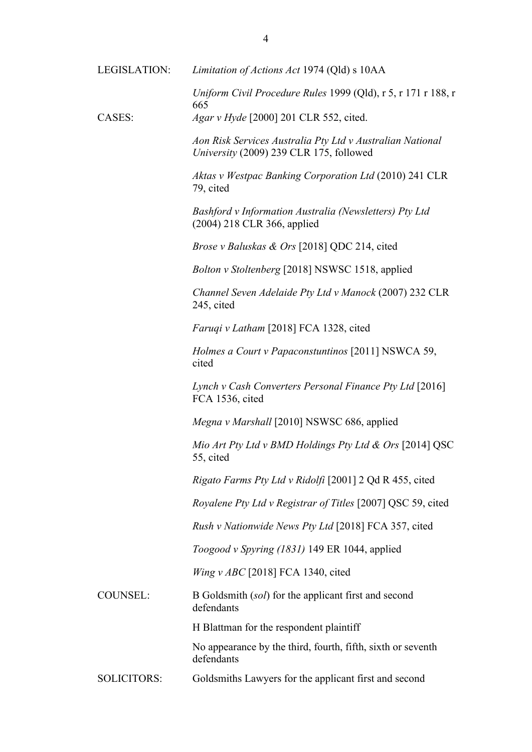| | |
|---|---|
| LEGISLATION: | *Limitation of Actions Act* 1974 (Qld) s 10AA |
| | *Uniform Civil Procedure Rules* 1999 (Qld), r 5, r 171 r 188, r 665 |
| CASES: | *Agar v Hyde* [2000] 201 CLR 552, cited. |
| | *Aon Risk Services Australia Pty Ltd v Australian National University* (2009) 239 CLR 175, followed |
| | *Aktas v Westpac Banking Corporation Ltd* (2010) 241 CLR 79, cited |
| | *Bashford v Information Australia (Newsletters) Pty Ltd* (2004) 218 CLR 366, applied |
| | *Brose v Baluskas & Ors* [2018] QDC 214, cited |
| | *Bolton v Stoltenberg* [2018] NSWSC 1518, applied |
| | *Channel Seven Adelaide Pty Ltd v Manock* (2007) 232 CLR 245, cited |
| | *Faruqi v Latham* [2018] FCA 1328, cited |
| | *Holmes a Court v Papaconstuntinos* [2011] NSWCA 59, cited |
| | *Lynch v Cash Converters Personal Finance Pty Ltd* [2016] FCA 1536, cited |
| | *Megna v Marshall* [2010] NSWSC 686, applied |
| | *Mio Art Pty Ltd v BMD Holdings Pty Ltd & Ors* [2014] QSC 55, cited |
| | *Rigato Farms Pty Ltd v Ridolfi* [2001] 2 Qd R 455, cited |
| | *Royalene Pty Ltd v Registrar of Titles* [2007] QSC 59, cited |
| | *Rush v Nationwide News Pty Ltd* [2018] FCA 357, cited |
| | *Toogood v Spyring (1831)* 149 ER 1044, applied |
| | *Wing v ABC* [2018] FCA 1340, cited |
| COUNSEL: | B Goldsmith (*sol*) for the applicant first and second defendants |
| | H Blattman for the respondent plaintiff |
| | No appearance by the third, fourth, fifth, sixth or seventh defendants |
| SOLICITORS: | Goldsmiths Lawyers for the applicant first and second |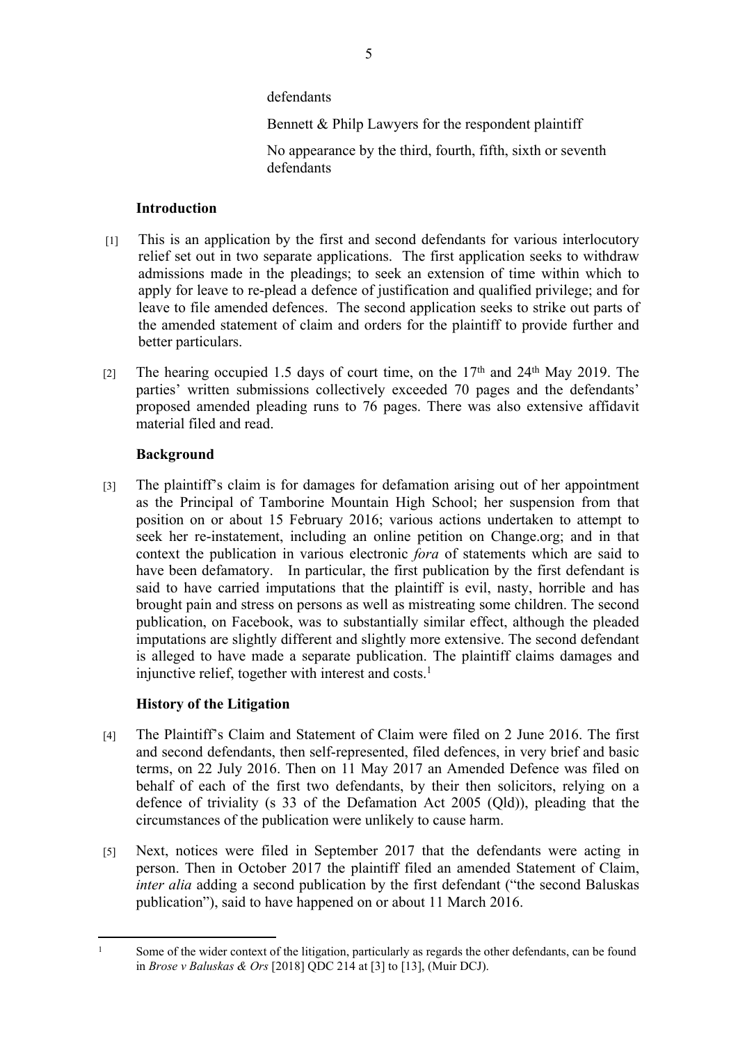defendants

Bennett & Philp Lawyers for the respondent plaintiff

No appearance by the third, fourth, fifth, sixth or seventh defendants

## Introduction

[1] This is an application by the first and second defendants for various interlocutory relief set out in two separate applications. The first application seeks to withdraw admissions made in the pleadings; to seek an extension of time within which to apply for leave to re-plead a defence of justification and qualified privilege; and for leave to file amended defences. The second application seeks to strike out parts of the amended statement of claim and orders for the plaintiff to provide further and better particulars.

[2] The hearing occupied 1.5 days of court time, on the 17th and 24th May 2019. The parties' written submissions collectively exceeded 70 pages and the defendants' proposed amended pleading runs to 76 pages. There was also extensive affidavit material filed and read.

## Background

[3] The plaintiff's claim is for damages for defamation arising out of her appointment as the Principal of Tamborine Mountain High School; her suspension from that position on or about 15 February 2016; various actions undertaken to attempt to seek her re-instatement, including an online petition on Change.org; and in that context the publication in various electronic *fora* of statements which are said to have been defamatory. In particular, the first publication by the first defendant is said to have carried imputations that the plaintiff is evil, nasty, horrible and has brought pain and stress on persons as well as mistreating some children. The second publication, on Facebook, was to substantially similar effect, although the pleaded imputations are slightly different and slightly more extensive. The second defendant is alleged to have made a separate publication. The plaintiff claims damages and injunctive relief, together with interest and costs.[1]

## History of the Litigation

[4] The Plaintiff's Claim and Statement of Claim were filed on 2 June 2016. The first and second defendants, then self-represented, filed defences, in very brief and basic terms, on 22 July 2016. Then on 11 May 2017 an Amended Defence was filed on behalf of each of the first two defendants, by their then solicitors, relying on a defence of triviality (s 33 of the Defamation Act 2005 (Qld)), pleading that the circumstances of the publication were unlikely to cause harm.

[5] Next, notices were filed in September 2017 that the defendants were acting in person. Then in October 2017 the plaintiff filed an amended Statement of Claim, *inter alia* adding a second publication by the first defendant ("the second Baluskas publication"), said to have happened on or about 11 March 2016.

[1] Some of the wider context of the litigation, particularly as regards the other defendants, can be found in *Brose v Baluskas & Ors* [2018] QDC 214 at [3] to [13], (Muir DCJ).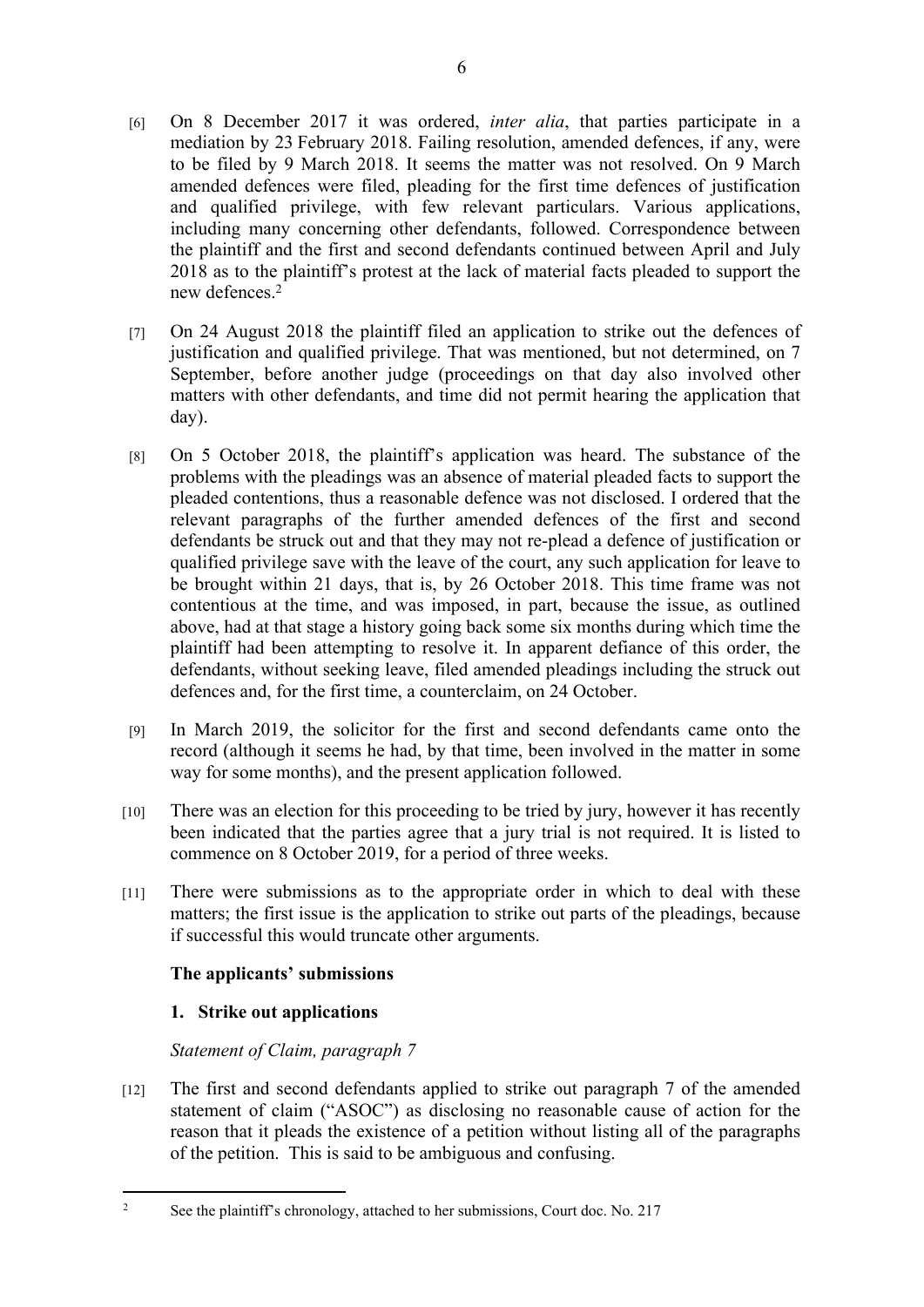[6] On 8 December 2017 it was ordered, *inter alia*, that parties participate in a mediation by 23 February 2018. Failing resolution, amended defences, if any, were to be filed by 9 March 2018. It seems the matter was not resolved. On 9 March amended defences were filed, pleading for the first time defences of justification and qualified privilege, with few relevant particulars. Various applications, including many concerning other defendants, followed. Correspondence between the plaintiff and the first and second defendants continued between April and July 2018 as to the plaintiff's protest at the lack of material facts pleaded to support the new defences.[2]

[7] On 24 August 2018 the plaintiff filed an application to strike out the defences of justification and qualified privilege. That was mentioned, but not determined, on 7 September, before another judge (proceedings on that day also involved other matters with other defendants, and time did not permit hearing the application that day).

[8] On 5 October 2018, the plaintiff's application was heard. The substance of the problems with the pleadings was an absence of material pleaded facts to support the pleaded contentions, thus a reasonable defence was not disclosed. I ordered that the relevant paragraphs of the further amended defences of the first and second defendants be struck out and that they may not re-plead a defence of justification or qualified privilege save with the leave of the court, any such application for leave to be brought within 21 days, that is, by 26 October 2018. This time frame was not contentious at the time, and was imposed, in part, because the issue, as outlined above, had at that stage a history going back some six months during which time the plaintiff had been attempting to resolve it. In apparent defiance of this order, the defendants, without seeking leave, filed amended pleadings including the struck out defences and, for the first time, a counterclaim, on 24 October.

[9] In March 2019, the solicitor for the first and second defendants came onto the record (although it seems he had, by that time, been involved in the matter in some way for some months), and the present application followed.

[10] There was an election for this proceeding to be tried by jury, however it has recently been indicated that the parties agree that a jury trial is not required. It is listed to commence on 8 October 2019, for a period of three weeks.

[11] There were submissions as to the appropriate order in which to deal with these matters; the first issue is the application to strike out parts of the pleadings, because if successful this would truncate other arguments.

## The applicants' submissions

### 1. Strike out applications

*Statement of Claim, paragraph 7*

[12] The first and second defendants applied to strike out paragraph 7 of the amended statement of claim ("ASOC") as disclosing no reasonable cause of action for the reason that it pleads the existence of a petition without listing all of the paragraphs of the petition. This is said to be ambiguous and confusing.

---

[2] See the plaintiff's chronology, attached to her submissions, Court doc. No. 217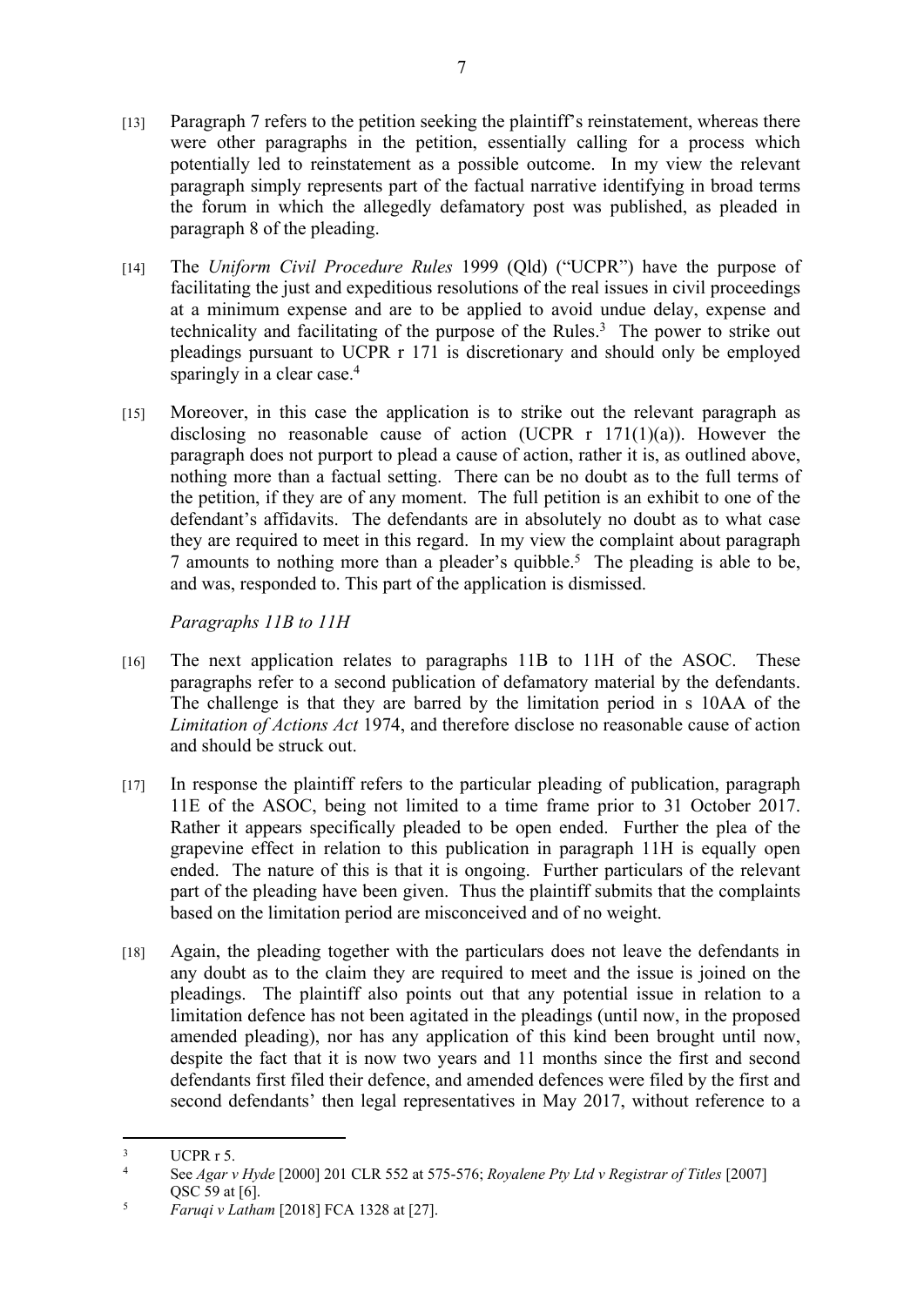[13] Paragraph 7 refers to the petition seeking the plaintiff's reinstatement, whereas there were other paragraphs in the petition, essentially calling for a process which potentially led to reinstatement as a possible outcome. In my view the relevant paragraph simply represents part of the factual narrative identifying in broad terms the forum in which the allegedly defamatory post was published, as pleaded in paragraph 8 of the pleading.

[14] The *Uniform Civil Procedure Rules* 1999 (Qld) ("UCPR") have the purpose of facilitating the just and expeditious resolutions of the real issues in civil proceedings at a minimum expense and are to be applied to avoid undue delay, expense and technicality and facilitating of the purpose of the Rules.[3] The power to strike out pleadings pursuant to UCPR r 171 is discretionary and should only be employed sparingly in a clear case.[4]

[15] Moreover, in this case the application is to strike out the relevant paragraph as disclosing no reasonable cause of action (UCPR r 171(1)(a)). However the paragraph does not purport to plead a cause of action, rather it is, as outlined above, nothing more than a factual setting. There can be no doubt as to the full terms of the petition, if they are of any moment. The full petition is an exhibit to one of the defendant's affidavits. The defendants are in absolutely no doubt as to what case they are required to meet in this regard. In my view the complaint about paragraph 7 amounts to nothing more than a pleader's quibble.[5] The pleading is able to be, and was, responded to. This part of the application is dismissed.

*Paragraphs 11B to 11H*

[16] The next application relates to paragraphs 11B to 11H of the ASOC. These paragraphs refer to a second publication of defamatory material by the defendants. The challenge is that they are barred by the limitation period in s 10AA of the *Limitation of Actions Act* 1974, and therefore disclose no reasonable cause of action and should be struck out.

[17] In response the plaintiff refers to the particular pleading of publication, paragraph 11E of the ASOC, being not limited to a time frame prior to 31 October 2017. Rather it appears specifically pleaded to be open ended. Further the plea of the grapevine effect in relation to this publication in paragraph 11H is equally open ended. The nature of this is that it is ongoing. Further particulars of the relevant part of the pleading have been given. Thus the plaintiff submits that the complaints based on the limitation period are misconceived and of no weight.

[18] Again, the pleading together with the particulars does not leave the defendants in any doubt as to the claim they are required to meet and the issue is joined on the pleadings. The plaintiff also points out that any potential issue in relation to a limitation defence has not been agitated in the pleadings (until now, in the proposed amended pleading), nor has any application of this kind been brought until now, despite the fact that it is now two years and 11 months since the first and second defendants first filed their defence, and amended defences were filed by the first and second defendants' then legal representatives in May 2017, without reference to a

---

[3] UCPR r 5.

[4] See *Agar v Hyde* [2000] 201 CLR 552 at 575-576; *Royalene Pty Ltd v Registrar of Titles* [2007] QSC 59 at [6].

[5] *Faruqi v Latham* [2018] FCA 1328 at [27].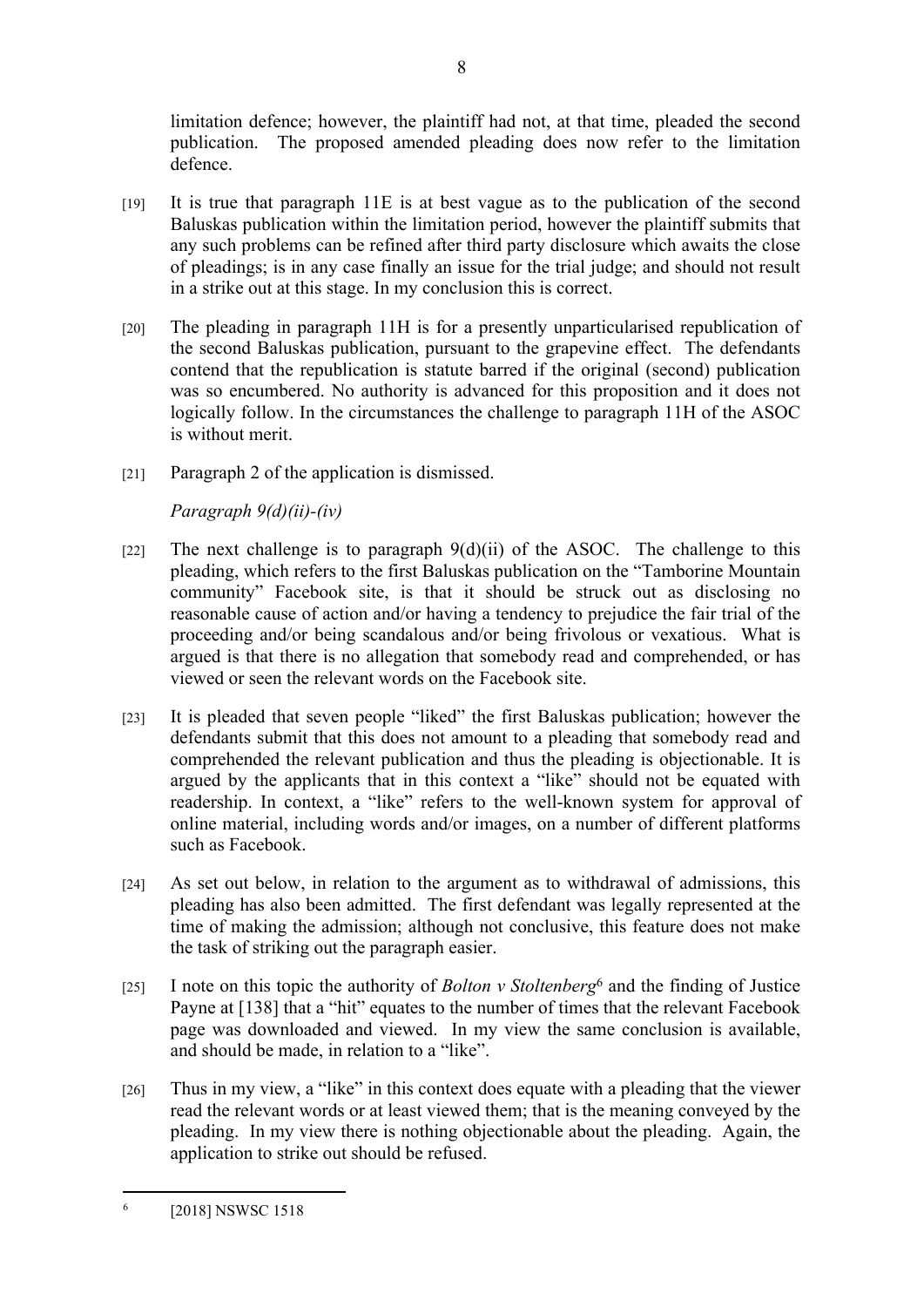limitation defence; however, the plaintiff had not, at that time, pleaded the second publication. The proposed amended pleading does now refer to the limitation defence.

[19] It is true that paragraph 11E is at best vague as to the publication of the second Baluskas publication within the limitation period, however the plaintiff submits that any such problems can be refined after third party disclosure which awaits the close of pleadings; is in any case finally an issue for the trial judge; and should not result in a strike out at this stage. In my conclusion this is correct.

[20] The pleading in paragraph 11H is for a presently unparticularised republication of the second Baluskas publication, pursuant to the grapevine effect. The defendants contend that the republication is statute barred if the original (second) publication was so encumbered. No authority is advanced for this proposition and it does not logically follow. In the circumstances the challenge to paragraph 11H of the ASOC is without merit.

[21] Paragraph 2 of the application is dismissed.

*Paragraph 9(d)(ii)-(iv)*

[22] The next challenge is to paragraph 9(d)(ii) of the ASOC. The challenge to this pleading, which refers to the first Baluskas publication on the "Tamborine Mountain community" Facebook site, is that it should be struck out as disclosing no reasonable cause of action and/or having a tendency to prejudice the fair trial of the proceeding and/or being scandalous and/or being frivolous or vexatious. What is argued is that there is no allegation that somebody read and comprehended, or has viewed or seen the relevant words on the Facebook site.

[23] It is pleaded that seven people "liked" the first Baluskas publication; however the defendants submit that this does not amount to a pleading that somebody read and comprehended the relevant publication and thus the pleading is objectionable. It is argued by the applicants that in this context a "like" should not be equated with readership. In context, a "like" refers to the well-known system for approval of online material, including words and/or images, on a number of different platforms such as Facebook.

[24] As set out below, in relation to the argument as to withdrawal of admissions, this pleading has also been admitted. The first defendant was legally represented at the time of making the admission; although not conclusive, this feature does not make the task of striking out the paragraph easier.

[25] I note on this topic the authority of *Bolton v Stoltenberg*[6] and the finding of Justice Payne at [138] that a "hit" equates to the number of times that the relevant Facebook page was downloaded and viewed. In my view the same conclusion is available, and should be made, in relation to a "like".

[26] Thus in my view, a "like" in this context does equate with a pleading that the viewer read the relevant words or at least viewed them; that is the meaning conveyed by the pleading. In my view there is nothing objectionable about the pleading. Again, the application to strike out should be refused.

---

[6] [2018] NSWSC 1518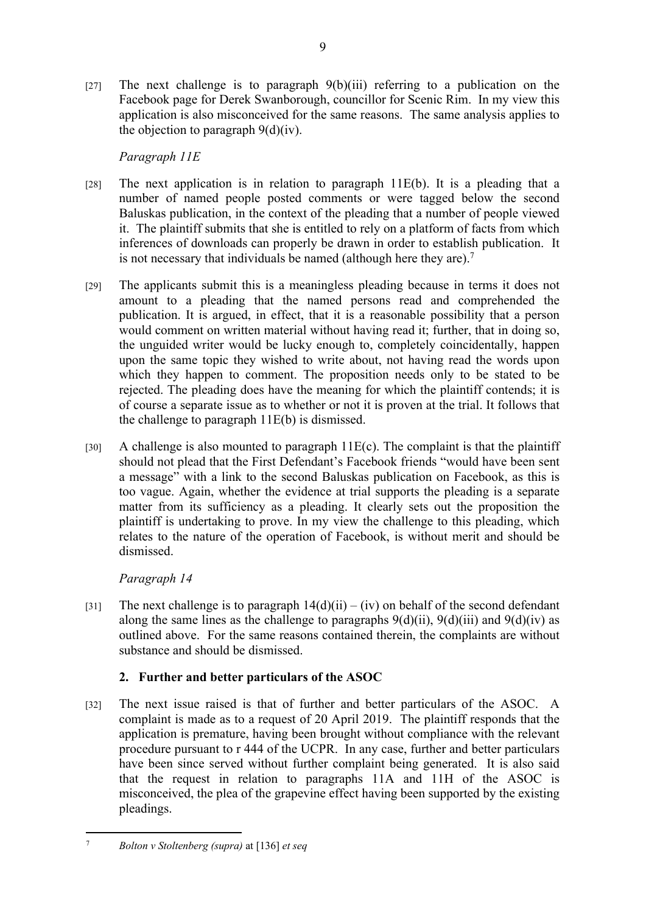[27] The next challenge is to paragraph 9(b)(iii) referring to a publication on the Facebook page for Derek Swanborough, councillor for Scenic Rim. In my view this application is also misconceived for the same reasons. The same analysis applies to the objection to paragraph 9(d)(iv).

*Paragraph 11E*

[28] The next application is in relation to paragraph 11E(b). It is a pleading that a number of named people posted comments or were tagged below the second Baluskas publication, in the context of the pleading that a number of people viewed it. The plaintiff submits that she is entitled to rely on a platform of facts from which inferences of downloads can properly be drawn in order to establish publication. It is not necessary that individuals be named (although here they are).[7]

[29] The applicants submit this is a meaningless pleading because in terms it does not amount to a pleading that the named persons read and comprehended the publication. It is argued, in effect, that it is a reasonable possibility that a person would comment on written material without having read it; further, that in doing so, the unguided writer would be lucky enough to, completely coincidentally, happen upon the same topic they wished to write about, not having read the words upon which they happen to comment. The proposition needs only to be stated to be rejected. The pleading does have the meaning for which the plaintiff contends; it is of course a separate issue as to whether or not it is proven at the trial. It follows that the challenge to paragraph 11E(b) is dismissed.

[30] A challenge is also mounted to paragraph 11E(c). The complaint is that the plaintiff should not plead that the First Defendant's Facebook friends "would have been sent a message" with a link to the second Baluskas publication on Facebook, as this is too vague. Again, whether the evidence at trial supports the pleading is a separate matter from its sufficiency as a pleading. It clearly sets out the proposition the plaintiff is undertaking to prove. In my view the challenge to this pleading, which relates to the nature of the operation of Facebook, is without merit and should be dismissed.

*Paragraph 14*

[31] The next challenge is to paragraph 14(d)(ii) – (iv) on behalf of the second defendant along the same lines as the challenge to paragraphs 9(d)(ii), 9(d)(iii) and 9(d)(iv) as outlined above. For the same reasons contained therein, the complaints are without substance and should be dismissed.

### 2. Further and better particulars of the ASOC

[32] The next issue raised is that of further and better particulars of the ASOC. A complaint is made as to a request of 20 April 2019. The plaintiff responds that the application is premature, having been brought without compliance with the relevant procedure pursuant to r 444 of the UCPR. In any case, further and better particulars have been since served without further complaint being generated. It is also said that the request in relation to paragraphs 11A and 11H of the ASOC is misconceived, the plea of the grapevine effect having been supported by the existing pleadings.

---

[7] *Bolton v Stoltenberg (supra)* at [136] *et seq*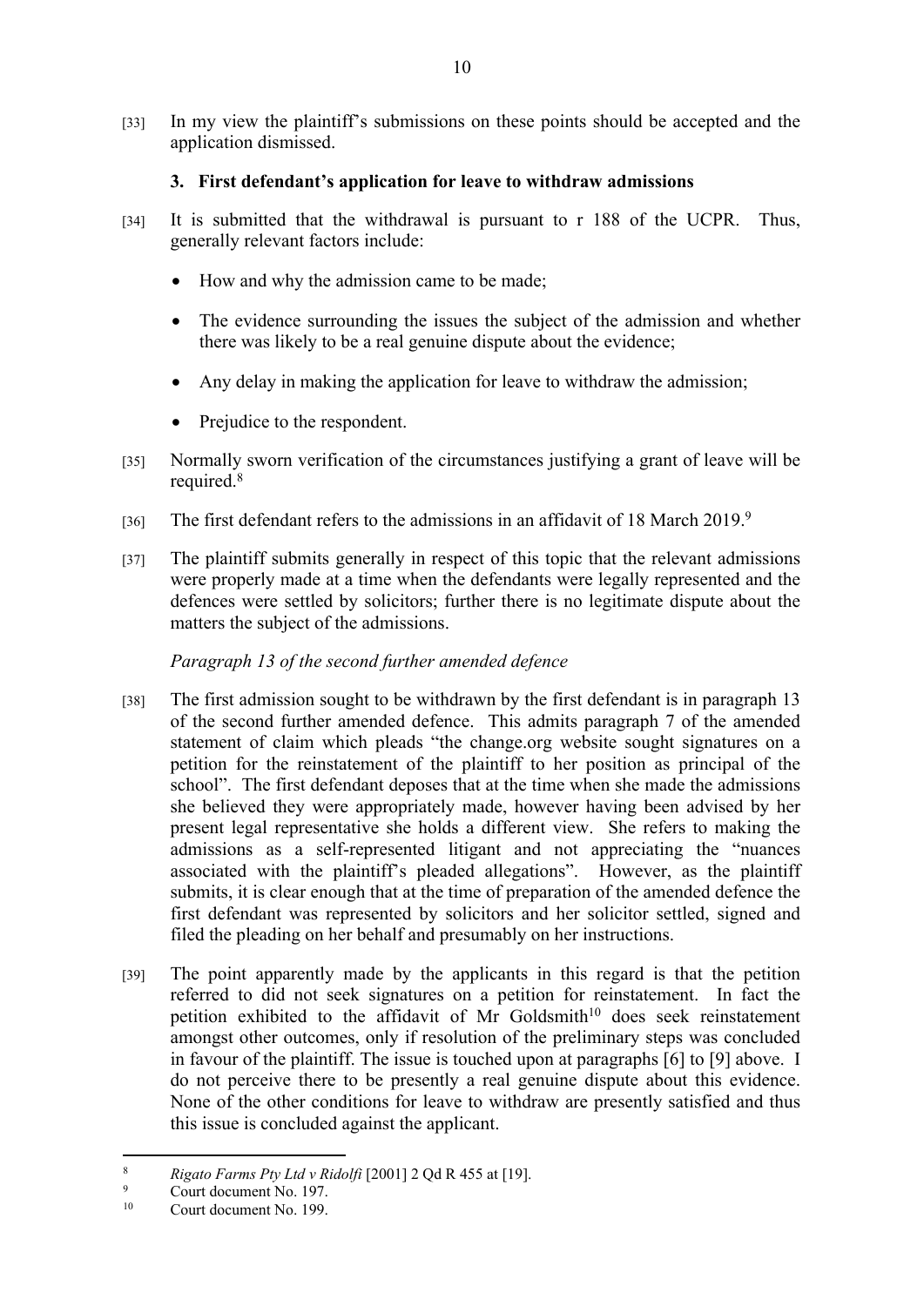[33] In my view the plaintiff's submissions on these points should be accepted and the application dismissed.

### 3. First defendant's application for leave to withdraw admissions

[34] It is submitted that the withdrawal is pursuant to r 188 of the UCPR. Thus, generally relevant factors include:

- How and why the admission came to be made;
- The evidence surrounding the issues the subject of the admission and whether there was likely to be a real genuine dispute about the evidence;
- Any delay in making the application for leave to withdraw the admission;
- Prejudice to the respondent.

[35] Normally sworn verification of the circumstances justifying a grant of leave will be required.[8]

[36] The first defendant refers to the admissions in an affidavit of 18 March 2019.[9]

[37] The plaintiff submits generally in respect of this topic that the relevant admissions were properly made at a time when the defendants were legally represented and the defences were settled by solicitors; further there is no legitimate dispute about the matters the subject of the admissions.

*Paragraph 13 of the second further amended defence*

[38] The first admission sought to be withdrawn by the first defendant is in paragraph 13 of the second further amended defence. This admits paragraph 7 of the amended statement of claim which pleads "the change.org website sought signatures on a petition for the reinstatement of the plaintiff to her position as principal of the school". The first defendant deposes that at the time when she made the admissions she believed they were appropriately made, however having been advised by her present legal representative she holds a different view. She refers to making the admissions as a self-represented litigant and not appreciating the "nuances associated with the plaintiff's pleaded allegations". However, as the plaintiff submits, it is clear enough that at the time of preparation of the amended defence the first defendant was represented by solicitors and her solicitor settled, signed and filed the pleading on her behalf and presumably on her instructions.

[39] The point apparently made by the applicants in this regard is that the petition referred to did not seek signatures on a petition for reinstatement. In fact the petition exhibited to the affidavit of Mr Goldsmith[10] does seek reinstatement amongst other outcomes, only if resolution of the preliminary steps was concluded in favour of the plaintiff. The issue is touched upon at paragraphs [6] to [9] above. I do not perceive there to be presently a real genuine dispute about this evidence. None of the other conditions for leave to withdraw are presently satisfied and thus this issue is concluded against the applicant.

---

[8] *Rigato Farms Pty Ltd v Ridolfi* [2001] 2 Qd R 455 at [19].

[9] Court document No. 197.

[10] Court document No. 199.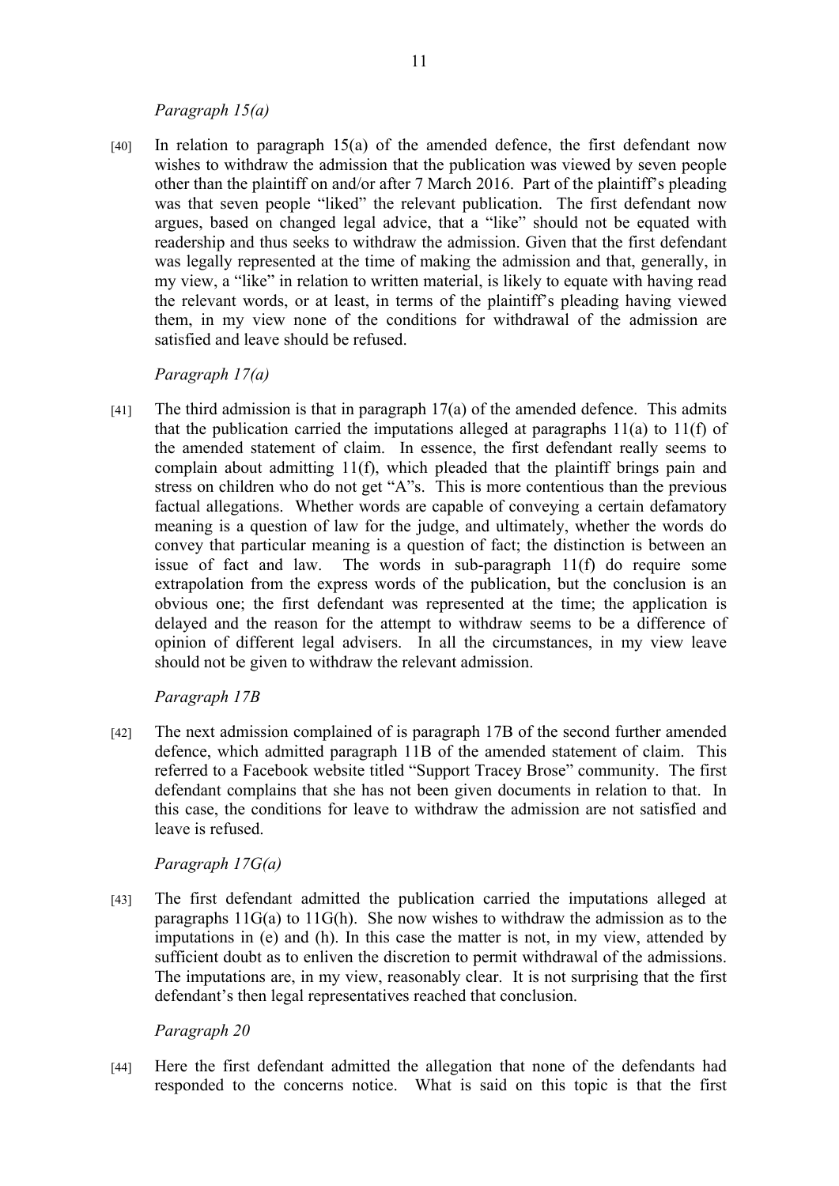*Paragraph 15(a)*

[40] In relation to paragraph 15(a) of the amended defence, the first defendant now wishes to withdraw the admission that the publication was viewed by seven people other than the plaintiff on and/or after 7 March 2016. Part of the plaintiff's pleading was that seven people "liked" the relevant publication. The first defendant now argues, based on changed legal advice, that a "like" should not be equated with readership and thus seeks to withdraw the admission. Given that the first defendant was legally represented at the time of making the admission and that, generally, in my view, a "like" in relation to written material, is likely to equate with having read the relevant words, or at least, in terms of the plaintiff's pleading having viewed them, in my view none of the conditions for withdrawal of the admission are satisfied and leave should be refused.

*Paragraph 17(a)*

[41] The third admission is that in paragraph 17(a) of the amended defence. This admits that the publication carried the imputations alleged at paragraphs 11(a) to 11(f) of the amended statement of claim. In essence, the first defendant really seems to complain about admitting 11(f), which pleaded that the plaintiff brings pain and stress on children who do not get "A"s. This is more contentious than the previous factual allegations. Whether words are capable of conveying a certain defamatory meaning is a question of law for the judge, and ultimately, whether the words do convey that particular meaning is a question of fact; the distinction is between an issue of fact and law. The words in sub-paragraph 11(f) do require some extrapolation from the express words of the publication, but the conclusion is an obvious one; the first defendant was represented at the time; the application is delayed and the reason for the attempt to withdraw seems to be a difference of opinion of different legal advisers. In all the circumstances, in my view leave should not be given to withdraw the relevant admission.

*Paragraph 17B*

[42] The next admission complained of is paragraph 17B of the second further amended defence, which admitted paragraph 11B of the amended statement of claim. This referred to a Facebook website titled "Support Tracey Brose" community. The first defendant complains that she has not been given documents in relation to that. In this case, the conditions for leave to withdraw the admission are not satisfied and leave is refused.

*Paragraph 17G(a)*

[43] The first defendant admitted the publication carried the imputations alleged at paragraphs 11G(a) to 11G(h). She now wishes to withdraw the admission as to the imputations in (e) and (h). In this case the matter is not, in my view, attended by sufficient doubt as to enliven the discretion to permit withdrawal of the admissions. The imputations are, in my view, reasonably clear. It is not surprising that the first defendant's then legal representatives reached that conclusion.

*Paragraph 20*

[44] Here the first defendant admitted the allegation that none of the defendants had responded to the concerns notice. What is said on this topic is that the first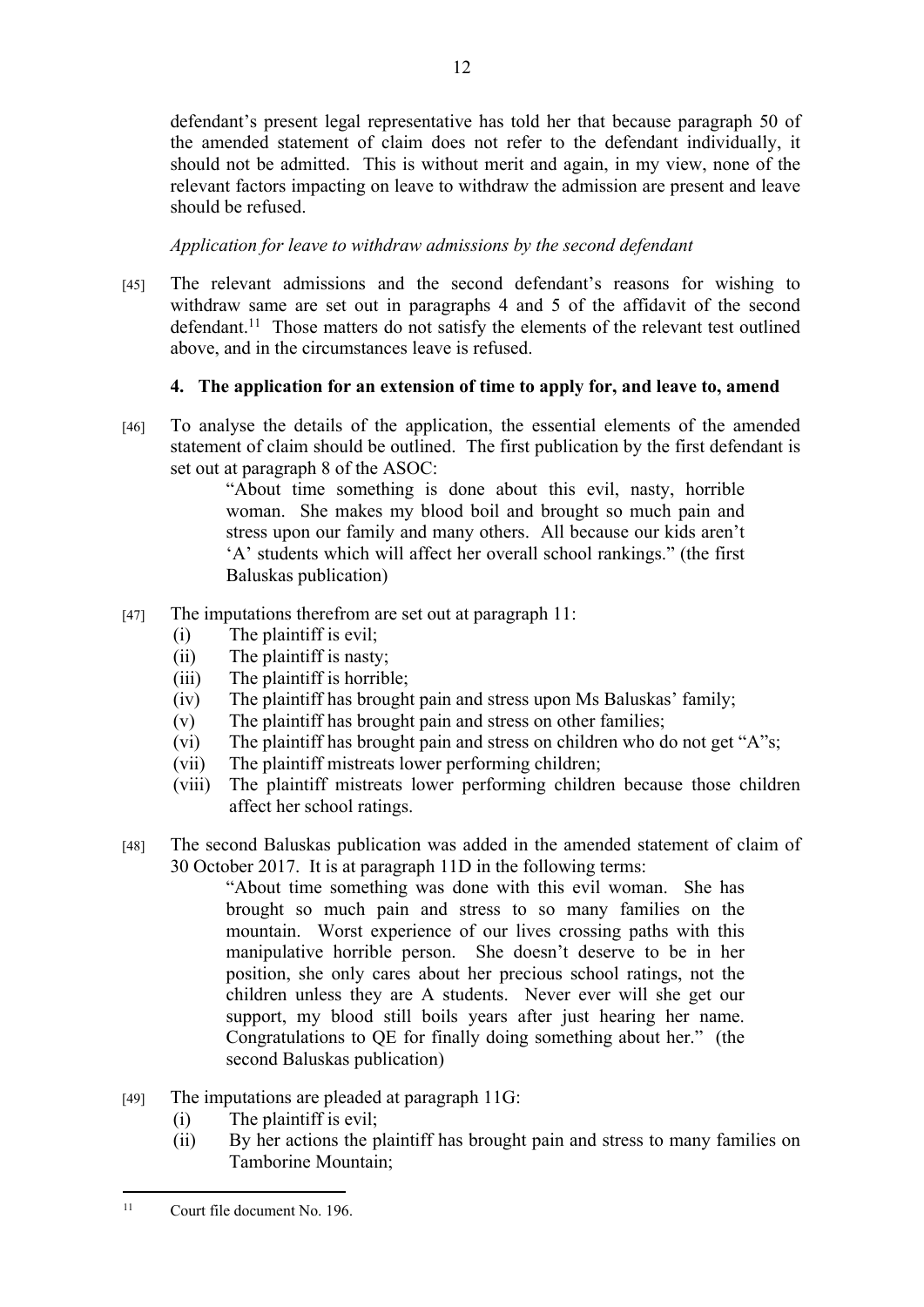defendant's present legal representative has told her that because paragraph 50 of the amended statement of claim does not refer to the defendant individually, it should not be admitted. This is without merit and again, in my view, none of the relevant factors impacting on leave to withdraw the admission are present and leave should be refused.

*Application for leave to withdraw admissions by the second defendant*

[45] The relevant admissions and the second defendant's reasons for wishing to withdraw same are set out in paragraphs 4 and 5 of the affidavit of the second defendant.[11] Those matters do not satisfy the elements of the relevant test outlined above, and in the circumstances leave is refused.

### 4. The application for an extension of time to apply for, and leave to, amend

[46] To analyse the details of the application, the essential elements of the amended statement of claim should be outlined. The first publication by the first defendant is set out at paragraph 8 of the ASOC:

> "About time something is done about this evil, nasty, horrible woman. She makes my blood boil and brought so much pain and stress upon our family and many others. All because our kids aren't 'A' students which will affect her overall school rankings." (the first Baluskas publication)

[47] The imputations therefrom are set out at paragraph 11:

(i) The plaintiff is evil;
(ii) The plaintiff is nasty;
(iii) The plaintiff is horrible;
(iv) The plaintiff has brought pain and stress upon Ms Baluskas' family;
(v) The plaintiff has brought pain and stress on other families;
(vi) The plaintiff has brought pain and stress on children who do not get "A"s;
(vii) The plaintiff mistreats lower performing children;
(viii) The plaintiff mistreats lower performing children because those children affect her school ratings.

[48] The second Baluskas publication was added in the amended statement of claim of 30 October 2017. It is at paragraph 11D in the following terms:

> "About time something was done with this evil woman. She has brought so much pain and stress to so many families on the mountain. Worst experience of our lives crossing paths with this manipulative horrible person. She doesn't deserve to be in her position, she only cares about her precious school ratings, not the children unless they are A students. Never ever will she get our support, my blood still boils years after just hearing her name. Congratulations to QE for finally doing something about her." (the second Baluskas publication)

[49] The imputations are pleaded at paragraph 11G:

(i) The plaintiff is evil;
(ii) By her actions the plaintiff has brought pain and stress to many families on Tamborine Mountain;

---

[11] Court file document No. 196.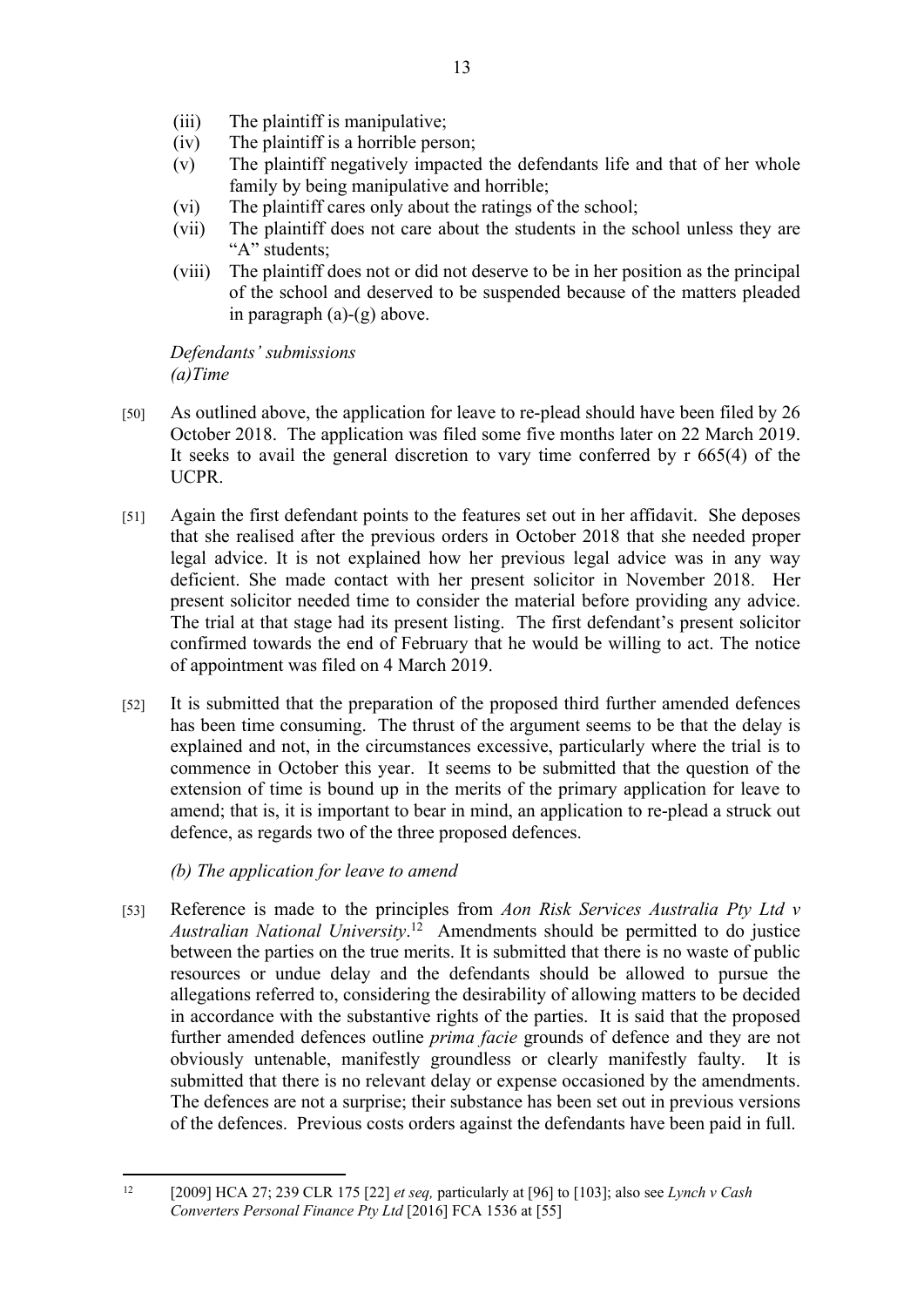(iii) The plaintiff is manipulative;
(iv) The plaintiff is a horrible person;
(v) The plaintiff negatively impacted the defendants life and that of her whole family by being manipulative and horrible;
(vi) The plaintiff cares only about the ratings of the school;
(vii) The plaintiff does not care about the students in the school unless they are "A" students;
(viii) The plaintiff does not or did not deserve to be in her position as the principal of the school and deserved to be suspended because of the matters pleaded in paragraph (a)-(g) above.

*Defendants' submissions*
*(a)Time*

[50] As outlined above, the application for leave to re-plead should have been filed by 26 October 2018. The application was filed some five months later on 22 March 2019. It seeks to avail the general discretion to vary time conferred by r 665(4) of the UCPR.

[51] Again the first defendant points to the features set out in her affidavit. She deposes that she realised after the previous orders in October 2018 that she needed proper legal advice. It is not explained how her previous legal advice was in any way deficient. She made contact with her present solicitor in November 2018. Her present solicitor needed time to consider the material before providing any advice. The trial at that stage had its present listing. The first defendant's present solicitor confirmed towards the end of February that he would be willing to act. The notice of appointment was filed on 4 March 2019.

[52] It is submitted that the preparation of the proposed third further amended defences has been time consuming. The thrust of the argument seems to be that the delay is explained and not, in the circumstances excessive, particularly where the trial is to commence in October this year. It seems to be submitted that the question of the extension of time is bound up in the merits of the primary application for leave to amend; that is, it is important to bear in mind, an application to re-plead a struck out defence, as regards two of the three proposed defences.

*(b) The application for leave to amend*

[53] Reference is made to the principles from *Aon Risk Services Australia Pty Ltd v Australian National University*.[12] Amendments should be permitted to do justice between the parties on the true merits. It is submitted that there is no waste of public resources or undue delay and the defendants should be allowed to pursue the allegations referred to, considering the desirability of allowing matters to be decided in accordance with the substantive rights of the parties. It is said that the proposed further amended defences outline *prima facie* grounds of defence and they are not obviously untenable, manifestly groundless or clearly manifestly faulty. It is submitted that there is no relevant delay or expense occasioned by the amendments. The defences are not a surprise; their substance has been set out in previous versions of the defences. Previous costs orders against the defendants have been paid in full.

---

[12] [2009] HCA 27; 239 CLR 175 [22] *et seq,* particularly at [96] to [103]; also see *Lynch v Cash Converters Personal Finance Pty Ltd* [2016] FCA 1536 at [55]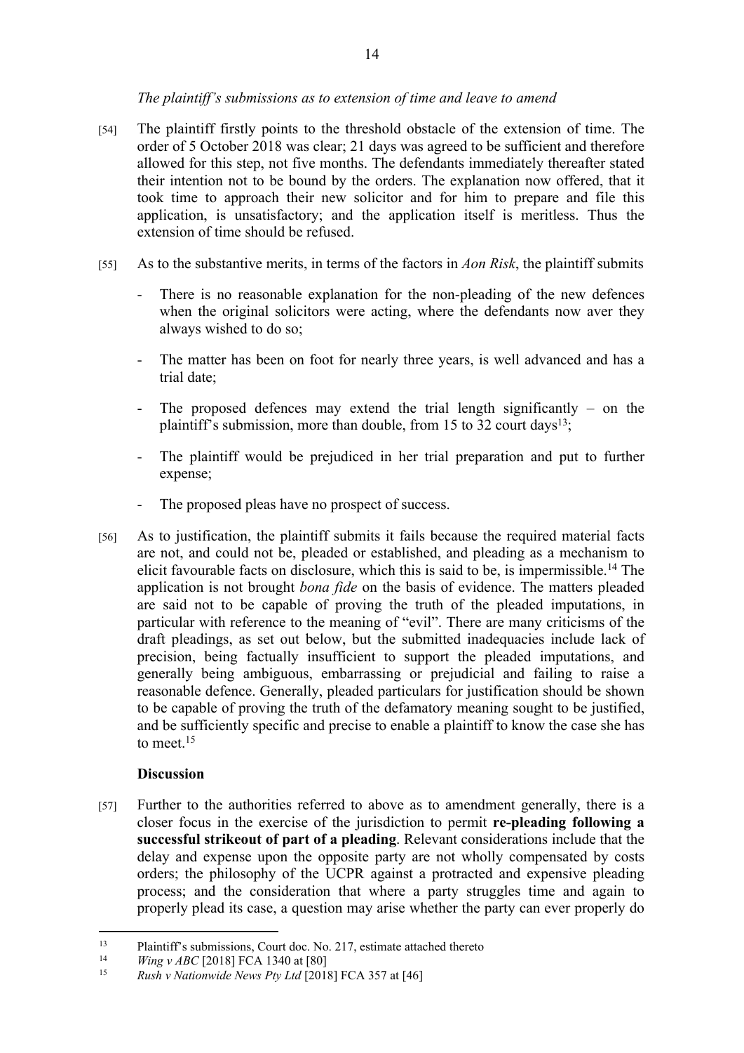*The plaintiff's submissions as to extension of time and leave to amend*

[54] The plaintiff firstly points to the threshold obstacle of the extension of time. The order of 5 October 2018 was clear; 21 days was agreed to be sufficient and therefore allowed for this step, not five months. The defendants immediately thereafter stated their intention not to be bound by the orders. The explanation now offered, that it took time to approach their new solicitor and for him to prepare and file this application, is unsatisfactory; and the application itself is meritless. Thus the extension of time should be refused.

[55] As to the substantive merits, in terms of the factors in *Aon Risk*, the plaintiff submits

- There is no reasonable explanation for the non-pleading of the new defences when the original solicitors were acting, where the defendants now aver they always wished to do so;
- The matter has been on foot for nearly three years, is well advanced and has a trial date;
- The proposed defences may extend the trial length significantly – on the plaintiff's submission, more than double, from 15 to 32 court days[13];
- The plaintiff would be prejudiced in her trial preparation and put to further expense;
- The proposed pleas have no prospect of success.

[56] As to justification, the plaintiff submits it fails because the required material facts are not, and could not be, pleaded or established, and pleading as a mechanism to elicit favourable facts on disclosure, which this is said to be, is impermissible.[14] The application is not brought *bona fide* on the basis of evidence. The matters pleaded are said not to be capable of proving the truth of the pleaded imputations, in particular with reference to the meaning of "evil". There are many criticisms of the draft pleadings, as set out below, but the submitted inadequacies include lack of precision, being factually insufficient to support the pleaded imputations, and generally being ambiguous, embarrassing or prejudicial and failing to raise a reasonable defence. Generally, pleaded particulars for justification should be shown to be capable of proving the truth of the defamatory meaning sought to be justified, and be sufficiently specific and precise to enable a plaintiff to know the case she has to meet.[15]

**Discussion**

[57] Further to the authorities referred to above as to amendment generally, there is a closer focus in the exercise of the jurisdiction to permit **re-pleading following a successful strikeout of part of a pleading**. Relevant considerations include that the delay and expense upon the opposite party are not wholly compensated by costs orders; the philosophy of the UCPR against a protracted and expensive pleading process; and the consideration that where a party struggles time and again to properly plead its case, a question may arise whether the party can ever properly do

---

[13] Plaintiff's submissions, Court doc. No. 217, estimate attached thereto

[14] *Wing v ABC* [2018] FCA 1340 at [80]

[15] *Rush v Nationwide News Pty Ltd* [2018] FCA 357 at [46]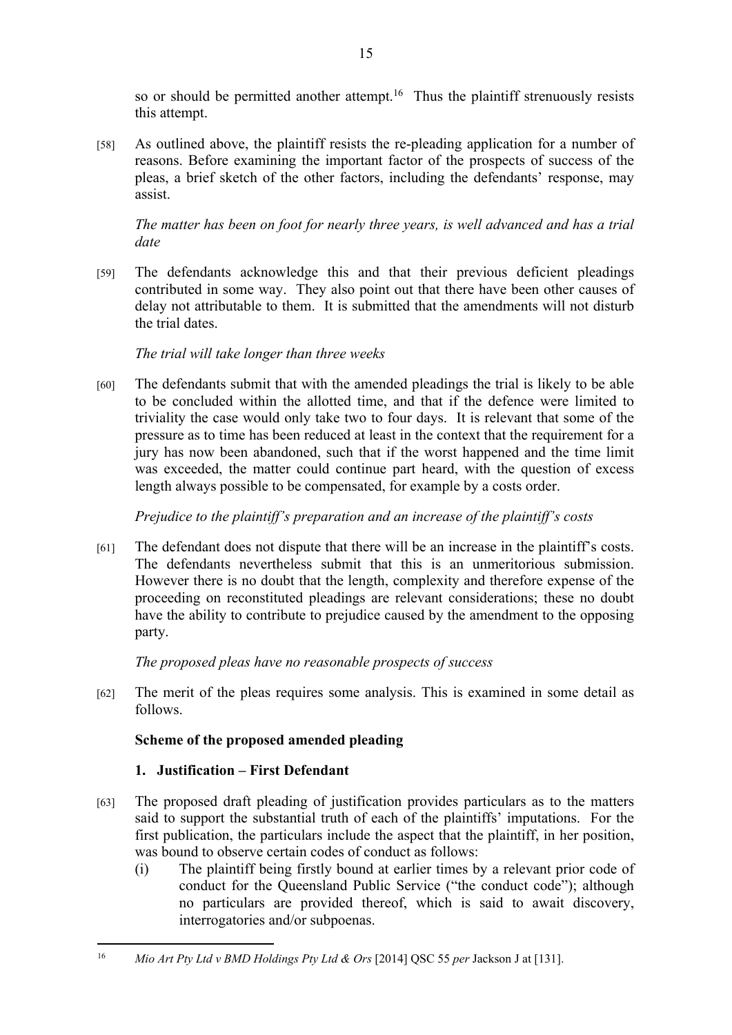so or should be permitted another attempt.[16] Thus the plaintiff strenuously resists this attempt.

[58] As outlined above, the plaintiff resists the re-pleading application for a number of reasons. Before examining the important factor of the prospects of success of the pleas, a brief sketch of the other factors, including the defendants' response, may assist.

*The matter has been on foot for nearly three years, is well advanced and has a trial date*

[59] The defendants acknowledge this and that their previous deficient pleadings contributed in some way. They also point out that there have been other causes of delay not attributable to them. It is submitted that the amendments will not disturb the trial dates.

*The trial will take longer than three weeks*

[60] The defendants submit that with the amended pleadings the trial is likely to be able to be concluded within the allotted time, and that if the defence were limited to triviality the case would only take two to four days. It is relevant that some of the pressure as to time has been reduced at least in the context that the requirement for a jury has now been abandoned, such that if the worst happened and the time limit was exceeded, the matter could continue part heard, with the question of excess length always possible to be compensated, for example by a costs order.

*Prejudice to the plaintiff's preparation and an increase of the plaintiff's costs*

[61] The defendant does not dispute that there will be an increase in the plaintiff's costs. The defendants nevertheless submit that this is an unmeritorious submission. However there is no doubt that the length, complexity and therefore expense of the proceeding on reconstituted pleadings are relevant considerations; these no doubt have the ability to contribute to prejudice caused by the amendment to the opposing party.

*The proposed pleas have no reasonable prospects of success*

[62] The merit of the pleas requires some analysis. This is examined in some detail as follows.

**Scheme of the proposed amended pleading**

**1. Justification – First Defendant**

[63] The proposed draft pleading of justification provides particulars as to the matters said to support the substantial truth of each of the plaintiffs' imputations. For the first publication, the particulars include the aspect that the plaintiff, in her position, was bound to observe certain codes of conduct as follows:

(i) The plaintiff being firstly bound at earlier times by a relevant prior code of conduct for the Queensland Public Service ("the conduct code"); although no particulars are provided thereof, which is said to await discovery, interrogatories and/or subpoenas.

---

[16] *Mio Art Pty Ltd v BMD Holdings Pty Ltd & Ors* [2014] QSC 55 *per* Jackson J at [131].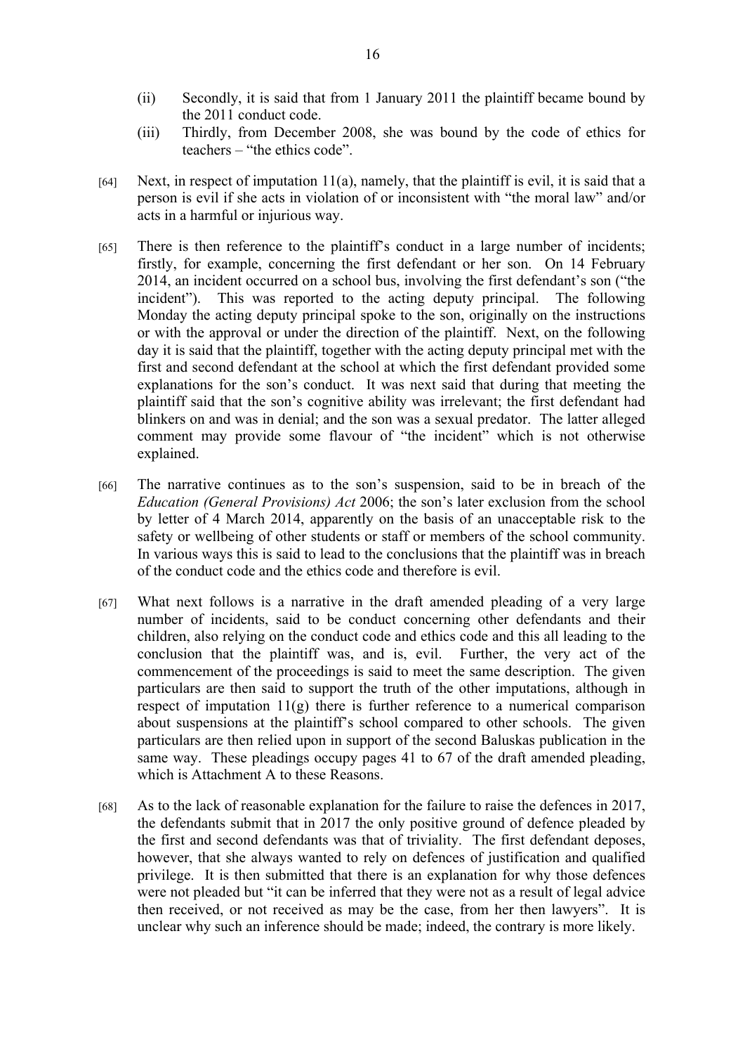(ii) Secondly, it is said that from 1 January 2011 the plaintiff became bound by the 2011 conduct code.

(iii) Thirdly, from December 2008, she was bound by the code of ethics for teachers – "the ethics code".

[64] Next, in respect of imputation 11(a), namely, that the plaintiff is evil, it is said that a person is evil if she acts in violation of or inconsistent with "the moral law" and/or acts in a harmful or injurious way.

[65] There is then reference to the plaintiff's conduct in a large number of incidents; firstly, for example, concerning the first defendant or her son. On 14 February 2014, an incident occurred on a school bus, involving the first defendant's son ("the incident"). This was reported to the acting deputy principal. The following Monday the acting deputy principal spoke to the son, originally on the instructions or with the approval or under the direction of the plaintiff. Next, on the following day it is said that the plaintiff, together with the acting deputy principal met with the first and second defendant at the school at which the first defendant provided some explanations for the son's conduct. It was next said that during that meeting the plaintiff said that the son's cognitive ability was irrelevant; the first defendant had blinkers on and was in denial; and the son was a sexual predator. The latter alleged comment may provide some flavour of "the incident" which is not otherwise explained.

[66] The narrative continues as to the son's suspension, said to be in breach of the *Education (General Provisions) Act* 2006; the son's later exclusion from the school by letter of 4 March 2014, apparently on the basis of an unacceptable risk to the safety or wellbeing of other students or staff or members of the school community. In various ways this is said to lead to the conclusions that the plaintiff was in breach of the conduct code and the ethics code and therefore is evil.

[67] What next follows is a narrative in the draft amended pleading of a very large number of incidents, said to be conduct concerning other defendants and their children, also relying on the conduct code and ethics code and this all leading to the conclusion that the plaintiff was, and is, evil. Further, the very act of the commencement of the proceedings is said to meet the same description. The given particulars are then said to support the truth of the other imputations, although in respect of imputation 11(g) there is further reference to a numerical comparison about suspensions at the plaintiff's school compared to other schools. The given particulars are then relied upon in support of the second Baluskas publication in the same way. These pleadings occupy pages 41 to 67 of the draft amended pleading, which is Attachment A to these Reasons.

[68] As to the lack of reasonable explanation for the failure to raise the defences in 2017, the defendants submit that in 2017 the only positive ground of defence pleaded by the first and second defendants was that of triviality. The first defendant deposes, however, that she always wanted to rely on defences of justification and qualified privilege. It is then submitted that there is an explanation for why those defences were not pleaded but "it can be inferred that they were not as a result of legal advice then received, or not received as may be the case, from her then lawyers". It is unclear why such an inference should be made; indeed, the contrary is more likely.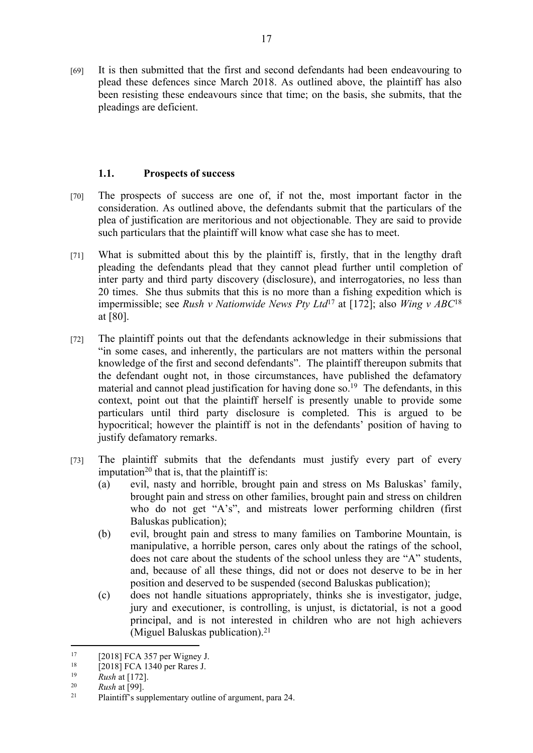[69] It is then submitted that the first and second defendants had been endeavouring to plead these defences since March 2018. As outlined above, the plaintiff has also been resisting these endeavours since that time; on the basis, she submits, that the pleadings are deficient.

### 1.1. Prospects of success

[70] The prospects of success are one of, if not the, most important factor in the consideration. As outlined above, the defendants submit that the particulars of the plea of justification are meritorious and not objectionable. They are said to provide such particulars that the plaintiff will know what case she has to meet.

[71] What is submitted about this by the plaintiff is, firstly, that in the lengthy draft pleading the defendants plead that they cannot plead further until completion of inter party and third party discovery (disclosure), and interrogatories, no less than 20 times. She thus submits that this is no more than a fishing expedition which is impermissible; see *Rush v Nationwide News Pty Ltd*[17] at [172]; also *Wing v ABC*[18] at [80].

[72] The plaintiff points out that the defendants acknowledge in their submissions that "in some cases, and inherently, the particulars are not matters within the personal knowledge of the first and second defendants". The plaintiff thereupon submits that the defendant ought not, in those circumstances, have published the defamatory material and cannot plead justification for having done so.[19] The defendants, in this context, point out that the plaintiff herself is presently unable to provide some particulars until third party disclosure is completed. This is argued to be hypocritical; however the plaintiff is not in the defendants' position of having to justify defamatory remarks.

[73] The plaintiff submits that the defendants must justify every part of every imputation[20] that is, that the plaintiff is:

(a) evil, nasty and horrible, brought pain and stress on Ms Baluskas' family, brought pain and stress on other families, brought pain and stress on children who do not get "A's", and mistreats lower performing children (first Baluskas publication);

(b) evil, brought pain and stress to many families on Tamborine Mountain, is manipulative, a horrible person, cares only about the ratings of the school, does not care about the students of the school unless they are "A" students, and, because of all these things, did not or does not deserve to be in her position and deserved to be suspended (second Baluskas publication);

(c) does not handle situations appropriately, thinks she is investigator, judge, jury and executioner, is controlling, is unjust, is dictatorial, is not a good principal, and is not interested in children who are not high achievers (Miguel Baluskas publication).[21]

---

[17] [2018] FCA 357 per Wigney J.

[18] [2018] FCA 1340 per Rares J.

[19] *Rush* at [172].

[20] *Rush* at [99].

[21] Plaintiff's supplementary outline of argument, para 24.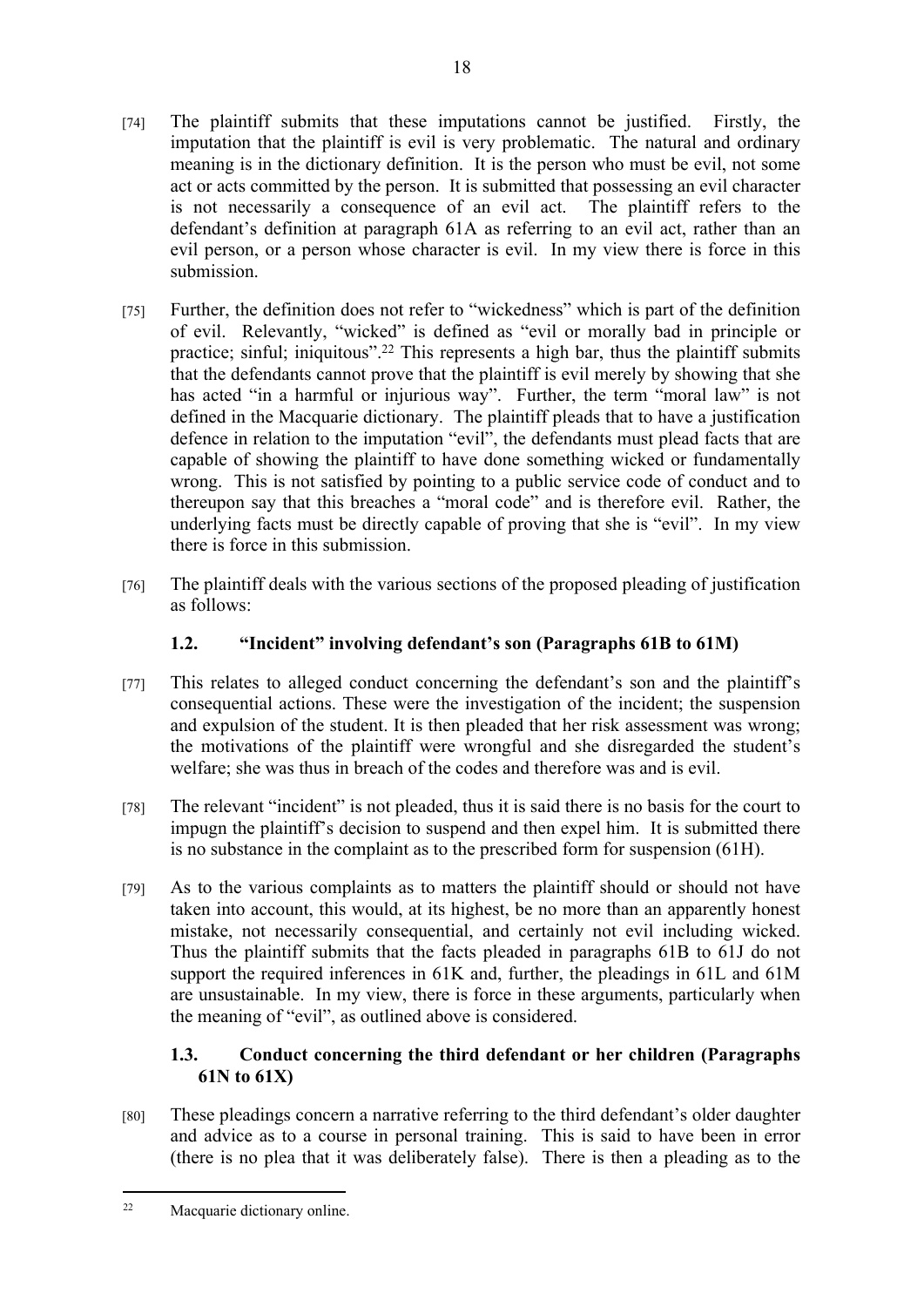[74] The plaintiff submits that these imputations cannot be justified. Firstly, the imputation that the plaintiff is evil is very problematic. The natural and ordinary meaning is in the dictionary definition. It is the person who must be evil, not some act or acts committed by the person. It is submitted that possessing an evil character is not necessarily a consequence of an evil act. The plaintiff refers to the defendant's definition at paragraph 61A as referring to an evil act, rather than an evil person, or a person whose character is evil. In my view there is force in this submission.

[75] Further, the definition does not refer to "wickedness" which is part of the definition of evil. Relevantly, "wicked" is defined as "evil or morally bad in principle or practice; sinful; iniquitous".[22] This represents a high bar, thus the plaintiff submits that the defendants cannot prove that the plaintiff is evil merely by showing that she has acted "in a harmful or injurious way". Further, the term "moral law" is not defined in the Macquarie dictionary. The plaintiff pleads that to have a justification defence in relation to the imputation "evil", the defendants must plead facts that are capable of showing the plaintiff to have done something wicked or fundamentally wrong. This is not satisfied by pointing to a public service code of conduct and to thereupon say that this breaches a "moral code" and is therefore evil. Rather, the underlying facts must be directly capable of proving that she is "evil". In my view there is force in this submission.

[76] The plaintiff deals with the various sections of the proposed pleading of justification as follows:

### 1.2. "Incident" involving defendant's son (Paragraphs 61B to 61M)

[77] This relates to alleged conduct concerning the defendant's son and the plaintiff's consequential actions. These were the investigation of the incident; the suspension and expulsion of the student. It is then pleaded that her risk assessment was wrong; the motivations of the plaintiff were wrongful and she disregarded the student's welfare; she was thus in breach of the codes and therefore was and is evil.

[78] The relevant "incident" is not pleaded, thus it is said there is no basis for the court to impugn the plaintiff's decision to suspend and then expel him. It is submitted there is no substance in the complaint as to the prescribed form for suspension (61H).

[79] As to the various complaints as to matters the plaintiff should or should not have taken into account, this would, at its highest, be no more than an apparently honest mistake, not necessarily consequential, and certainly not evil including wicked. Thus the plaintiff submits that the facts pleaded in paragraphs 61B to 61J do not support the required inferences in 61K and, further, the pleadings in 61L and 61M are unsustainable. In my view, there is force in these arguments, particularly when the meaning of "evil", as outlined above is considered.

### 1.3. Conduct concerning the third defendant or her children (Paragraphs 61N to 61X)

[80] These pleadings concern a narrative referring to the third defendant's older daughter and advice as to a course in personal training. This is said to have been in error (there is no plea that it was deliberately false). There is then a pleading as to the

---

[22] Macquarie dictionary online.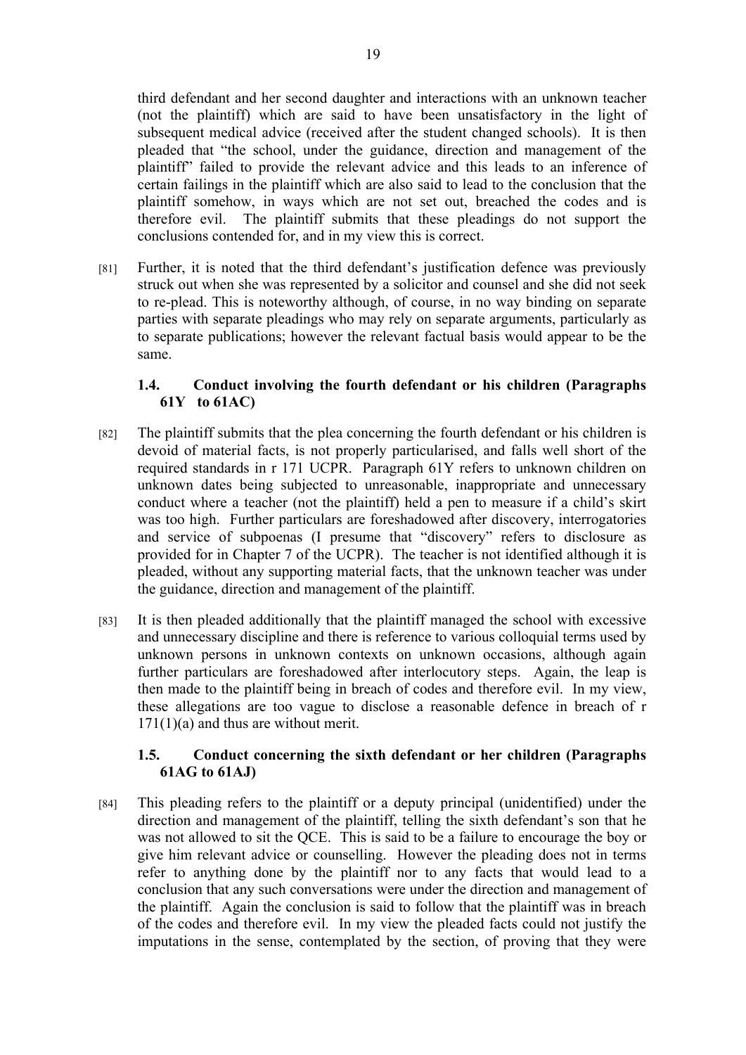third defendant and her second daughter and interactions with an unknown teacher (not the plaintiff) which are said to have been unsatisfactory in the light of subsequent medical advice (received after the student changed schools). It is then pleaded that "the school, under the guidance, direction and management of the plaintiff" failed to provide the relevant advice and this leads to an inference of certain failings in the plaintiff which are also said to lead to the conclusion that the plaintiff somehow, in ways which are not set out, breached the codes and is therefore evil. The plaintiff submits that these pleadings do not support the conclusions contended for, and in my view this is correct.

[81] Further, it is noted that the third defendant's justification defence was previously struck out when she was represented by a solicitor and counsel and she did not seek to re-plead. This is noteworthy although, of course, in no way binding on separate parties with separate pleadings who may rely on separate arguments, particularly as to separate publications; however the relevant factual basis would appear to be the same.

### 1.4. Conduct involving the fourth defendant or his children (Paragraphs 61Y to 61AC)

[82] The plaintiff submits that the plea concerning the fourth defendant or his children is devoid of material facts, is not properly particularised, and falls well short of the required standards in r 171 UCPR. Paragraph 61Y refers to unknown children on unknown dates being subjected to unreasonable, inappropriate and unnecessary conduct where a teacher (not the plaintiff) held a pen to measure if a child's skirt was too high. Further particulars are foreshadowed after discovery, interrogatories and service of subpoenas (I presume that "discovery" refers to disclosure as provided for in Chapter 7 of the UCPR). The teacher is not identified although it is pleaded, without any supporting material facts, that the unknown teacher was under the guidance, direction and management of the plaintiff.

[83] It is then pleaded additionally that the plaintiff managed the school with excessive and unnecessary discipline and there is reference to various colloquial terms used by unknown persons in unknown contexts on unknown occasions, although again further particulars are foreshadowed after interlocutory steps. Again, the leap is then made to the plaintiff being in breach of codes and therefore evil. In my view, these allegations are too vague to disclose a reasonable defence in breach of r 171(1)(a) and thus are without merit.

### 1.5. Conduct concerning the sixth defendant or her children (Paragraphs 61AG to 61AJ)

[84] This pleading refers to the plaintiff or a deputy principal (unidentified) under the direction and management of the plaintiff, telling the sixth defendant's son that he was not allowed to sit the QCE. This is said to be a failure to encourage the boy or give him relevant advice or counselling. However the pleading does not in terms refer to anything done by the plaintiff nor to any facts that would lead to a conclusion that any such conversations were under the direction and management of the plaintiff. Again the conclusion is said to follow that the plaintiff was in breach of the codes and therefore evil. In my view the pleaded facts could not justify the imputations in the sense, contemplated by the section, of proving that they were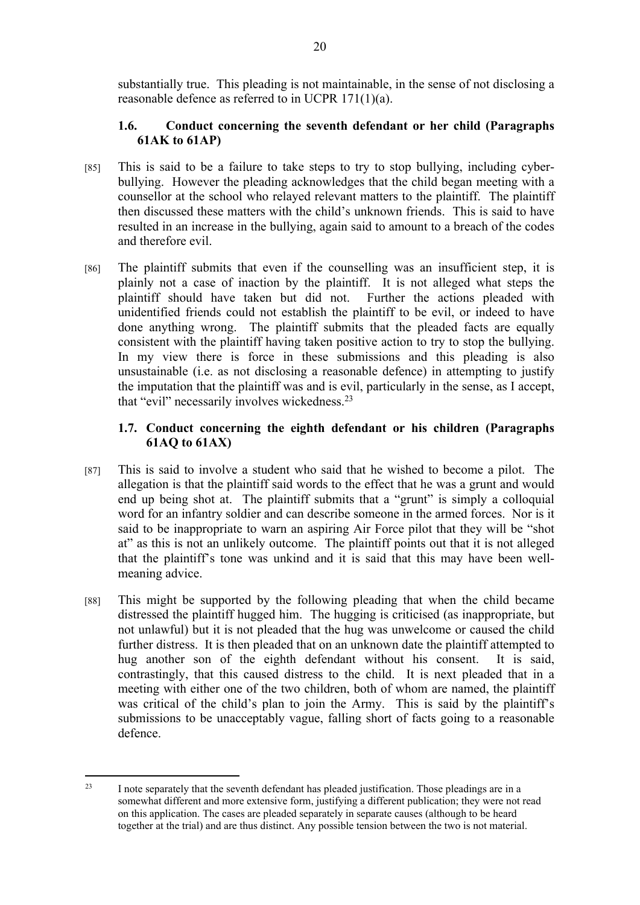substantially true. This pleading is not maintainable, in the sense of not disclosing a reasonable defence as referred to in UCPR 171(1)(a).

### 1.6. Conduct concerning the seventh defendant or her child (Paragraphs 61AK to 61AP)

[85] This is said to be a failure to take steps to try to stop bullying, including cyber-bullying. However the pleading acknowledges that the child began meeting with a counsellor at the school who relayed relevant matters to the plaintiff. The plaintiff then discussed these matters with the child's unknown friends. This is said to have resulted in an increase in the bullying, again said to amount to a breach of the codes and therefore evil.

[86] The plaintiff submits that even if the counselling was an insufficient step, it is plainly not a case of inaction by the plaintiff. It is not alleged what steps the plaintiff should have taken but did not. Further the actions pleaded with unidentified friends could not establish the plaintiff to be evil, or indeed to have done anything wrong. The plaintiff submits that the pleaded facts are equally consistent with the plaintiff having taken positive action to try to stop the bullying. In my view there is force in these submissions and this pleading is also unsustainable (i.e. as not disclosing a reasonable defence) in attempting to justify the imputation that the plaintiff was and is evil, particularly in the sense, as I accept, that "evil" necessarily involves wickedness.[23]

### 1.7. Conduct concerning the eighth defendant or his children (Paragraphs 61AQ to 61AX)

[87] This is said to involve a student who said that he wished to become a pilot. The allegation is that the plaintiff said words to the effect that he was a grunt and would end up being shot at. The plaintiff submits that a "grunt" is simply a colloquial word for an infantry soldier and can describe someone in the armed forces. Nor is it said to be inappropriate to warn an aspiring Air Force pilot that they will be "shot at" as this is not an unlikely outcome. The plaintiff points out that it is not alleged that the plaintiff's tone was unkind and it is said that this may have been well-meaning advice.

[88] This might be supported by the following pleading that when the child became distressed the plaintiff hugged him. The hugging is criticised (as inappropriate, but not unlawful) but it is not pleaded that the hug was unwelcome or caused the child further distress. It is then pleaded that on an unknown date the plaintiff attempted to hug another son of the eighth defendant without his consent. It is said, contrastingly, that this caused distress to the child. It is next pleaded that in a meeting with either one of the two children, both of whom are named, the plaintiff was critical of the child's plan to join the Army. This is said by the plaintiff's submissions to be unacceptably vague, falling short of facts going to a reasonable defence.

---

[23] I note separately that the seventh defendant has pleaded justification. Those pleadings are in a somewhat different and more extensive form, justifying a different publication; they were not read on this application. The cases are pleaded separately in separate causes (although to be heard together at the trial) and are thus distinct. Any possible tension between the two is not material.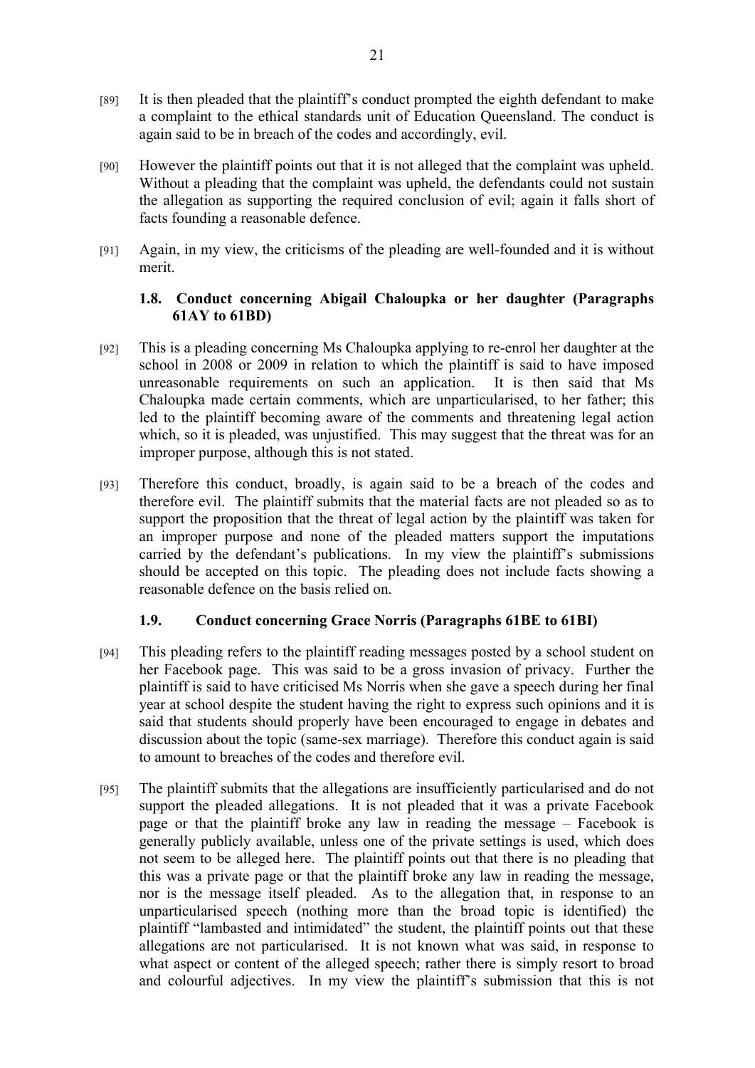[89] It is then pleaded that the plaintiff's conduct prompted the eighth defendant to make a complaint to the ethical standards unit of Education Queensland. The conduct is again said to be in breach of the codes and accordingly, evil.

[90] However the plaintiff points out that it is not alleged that the complaint was upheld. Without a pleading that the complaint was upheld, the defendants could not sustain the allegation as supporting the required conclusion of evil; again it falls short of facts founding a reasonable defence.

[91] Again, in my view, the criticisms of the pleading are well-founded and it is without merit.

### 1.8. Conduct concerning Abigail Chaloupka or her daughter (Paragraphs 61AY to 61BD)

[92] This is a pleading concerning Ms Chaloupka applying to re-enrol her daughter at the school in 2008 or 2009 in relation to which the plaintiff is said to have imposed unreasonable requirements on such an application. It is then said that Ms Chaloupka made certain comments, which are unparticularised, to her father; this led to the plaintiff becoming aware of the comments and threatening legal action which, so it is pleaded, was unjustified. This may suggest that the threat was for an improper purpose, although this is not stated.

[93] Therefore this conduct, broadly, is again said to be a breach of the codes and therefore evil. The plaintiff submits that the material facts are not pleaded so as to support the proposition that the threat of legal action by the plaintiff was taken for an improper purpose and none of the pleaded matters support the imputations carried by the defendant's publications. In my view the plaintiff's submissions should be accepted on this topic. The pleading does not include facts showing a reasonable defence on the basis relied on.

### 1.9. Conduct concerning Grace Norris (Paragraphs 61BE to 61BI)

[94] This pleading refers to the plaintiff reading messages posted by a school student on her Facebook page. This was said to be a gross invasion of privacy. Further the plaintiff is said to have criticised Ms Norris when she gave a speech during her final year at school despite the student having the right to express such opinions and it is said that students should properly have been encouraged to engage in debates and discussion about the topic (same-sex marriage). Therefore this conduct again is said to amount to breaches of the codes and therefore evil.

[95] The plaintiff submits that the allegations are insufficiently particularised and do not support the pleaded allegations. It is not pleaded that it was a private Facebook page or that the plaintiff broke any law in reading the message – Facebook is generally publicly available, unless one of the private settings is used, which does not seem to be alleged here. The plaintiff points out that there is no pleading that this was a private page or that the plaintiff broke any law in reading the message, nor is the message itself pleaded. As to the allegation that, in response to an unparticularised speech (nothing more than the broad topic is identified) the plaintiff "lambasted and intimidated" the student, the plaintiff points out that these allegations are not particularised. It is not known what was said, in response to what aspect or content of the alleged speech; rather there is simply resort to broad and colourful adjectives. In my view the plaintiff's submission that this is not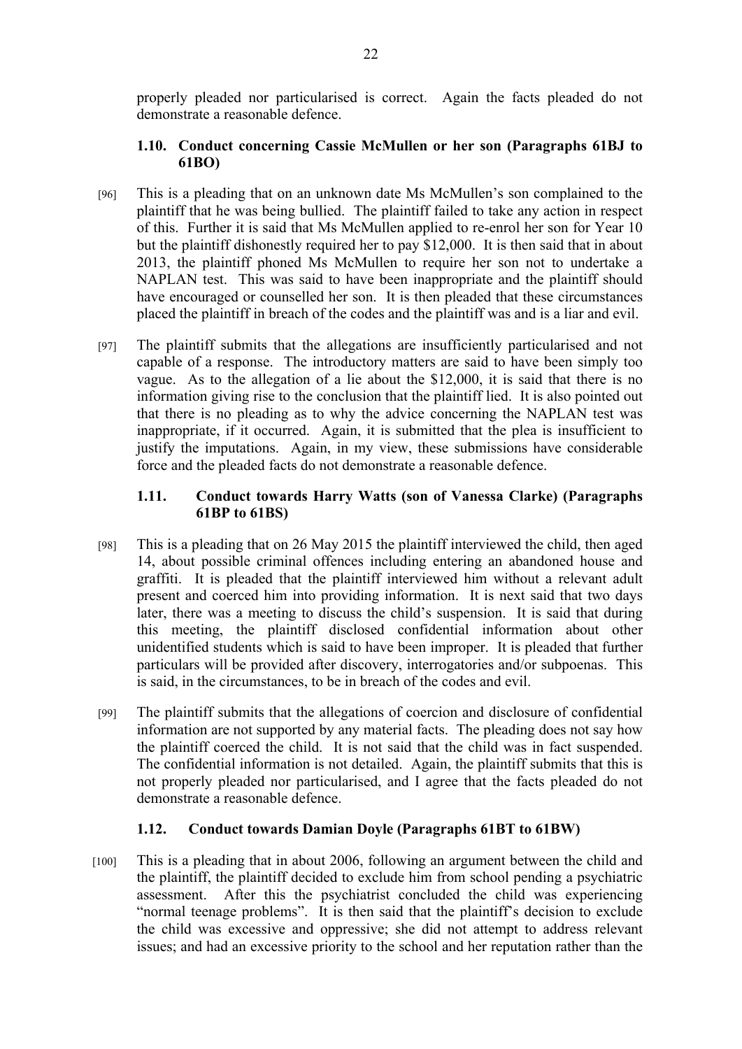properly pleaded nor particularised is correct. Again the facts pleaded do not demonstrate a reasonable defence.

### 1.10. Conduct concerning Cassie McMullen or her son (Paragraphs 61BJ to 61BO)

[96] This is a pleading that on an unknown date Ms McMullen's son complained to the plaintiff that he was being bullied. The plaintiff failed to take any action in respect of this. Further it is said that Ms McMullen applied to re-enrol her son for Year 10 but the plaintiff dishonestly required her to pay $12,000. It is then said that in about 2013, the plaintiff phoned Ms McMullen to require her son not to undertake a NAPLAN test. This was said to have been inappropriate and the plaintiff should have encouraged or counselled her son. It is then pleaded that these circumstances placed the plaintiff in breach of the codes and the plaintiff was and is a liar and evil.

[97] The plaintiff submits that the allegations are insufficiently particularised and not capable of a response. The introductory matters are said to have been simply too vague. As to the allegation of a lie about the $12,000, it is said that there is no information giving rise to the conclusion that the plaintiff lied. It is also pointed out that there is no pleading as to why the advice concerning the NAPLAN test was inappropriate, if it occurred. Again, it is submitted that the plea is insufficient to justify the imputations. Again, in my view, these submissions have considerable force and the pleaded facts do not demonstrate a reasonable defence.

### 1.11. Conduct towards Harry Watts (son of Vanessa Clarke) (Paragraphs 61BP to 61BS)

[98] This is a pleading that on 26 May 2015 the plaintiff interviewed the child, then aged 14, about possible criminal offences including entering an abandoned house and graffiti. It is pleaded that the plaintiff interviewed him without a relevant adult present and coerced him into providing information. It is next said that two days later, there was a meeting to discuss the child's suspension. It is said that during this meeting, the plaintiff disclosed confidential information about other unidentified students which is said to have been improper. It is pleaded that further particulars will be provided after discovery, interrogatories and/or subpoenas. This is said, in the circumstances, to be in breach of the codes and evil.

[99] The plaintiff submits that the allegations of coercion and disclosure of confidential information are not supported by any material facts. The pleading does not say how the plaintiff coerced the child. It is not said that the child was in fact suspended. The confidential information is not detailed. Again, the plaintiff submits that this is not properly pleaded nor particularised, and I agree that the facts pleaded do not demonstrate a reasonable defence.

### 1.12. Conduct towards Damian Doyle (Paragraphs 61BT to 61BW)

[100] This is a pleading that in about 2006, following an argument between the child and the plaintiff, the plaintiff decided to exclude him from school pending a psychiatric assessment. After this the psychiatrist concluded the child was experiencing "normal teenage problems". It is then said that the plaintiff's decision to exclude the child was excessive and oppressive; she did not attempt to address relevant issues; and had an excessive priority to the school and her reputation rather than the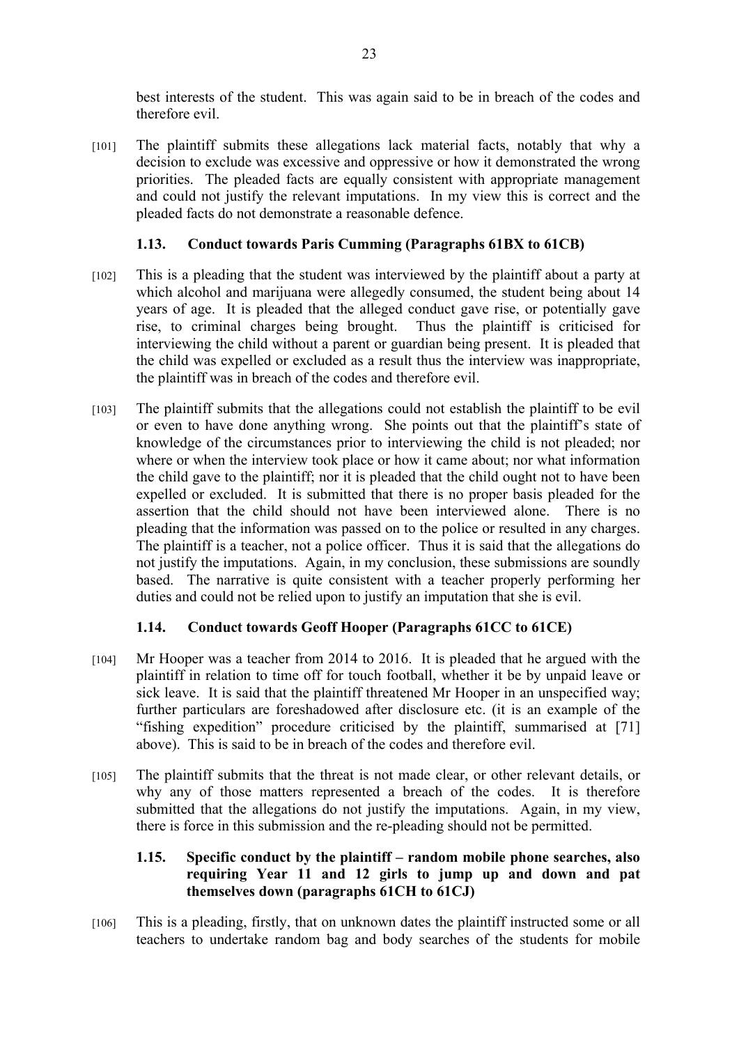best interests of the student. This was again said to be in breach of the codes and therefore evil.

[101] The plaintiff submits these allegations lack material facts, notably that why a decision to exclude was excessive and oppressive or how it demonstrated the wrong priorities. The pleaded facts are equally consistent with appropriate management and could not justify the relevant imputations. In my view this is correct and the pleaded facts do not demonstrate a reasonable defence.

### 1.13. Conduct towards Paris Cumming (Paragraphs 61BX to 61CB)

[102] This is a pleading that the student was interviewed by the plaintiff about a party at which alcohol and marijuana were allegedly consumed, the student being about 14 years of age. It is pleaded that the alleged conduct gave rise, or potentially gave rise, to criminal charges being brought. Thus the plaintiff is criticised for interviewing the child without a parent or guardian being present. It is pleaded that the child was expelled or excluded as a result thus the interview was inappropriate, the plaintiff was in breach of the codes and therefore evil.

[103] The plaintiff submits that the allegations could not establish the plaintiff to be evil or even to have done anything wrong. She points out that the plaintiff's state of knowledge of the circumstances prior to interviewing the child is not pleaded; nor where or when the interview took place or how it came about; nor what information the child gave to the plaintiff; nor it is pleaded that the child ought not to have been expelled or excluded. It is submitted that there is no proper basis pleaded for the assertion that the child should not have been interviewed alone. There is no pleading that the information was passed on to the police or resulted in any charges. The plaintiff is a teacher, not a police officer. Thus it is said that the allegations do not justify the imputations. Again, in my conclusion, these submissions are soundly based. The narrative is quite consistent with a teacher properly performing her duties and could not be relied upon to justify an imputation that she is evil.

### 1.14. Conduct towards Geoff Hooper (Paragraphs 61CC to 61CE)

[104] Mr Hooper was a teacher from 2014 to 2016. It is pleaded that he argued with the plaintiff in relation to time off for touch football, whether it be by unpaid leave or sick leave. It is said that the plaintiff threatened Mr Hooper in an unspecified way; further particulars are foreshadowed after disclosure etc. (it is an example of the "fishing expedition" procedure criticised by the plaintiff, summarised at [71] above). This is said to be in breach of the codes and therefore evil.

[105] The plaintiff submits that the threat is not made clear, or other relevant details, or why any of those matters represented a breach of the codes. It is therefore submitted that the allegations do not justify the imputations. Again, in my view, there is force in this submission and the re-pleading should not be permitted.

### 1.15. Specific conduct by the plaintiff – random mobile phone searches, also requiring Year 11 and 12 girls to jump up and down and pat themselves down (paragraphs 61CH to 61CJ)

[106] This is a pleading, firstly, that on unknown dates the plaintiff instructed some or all teachers to undertake random bag and body searches of the students for mobile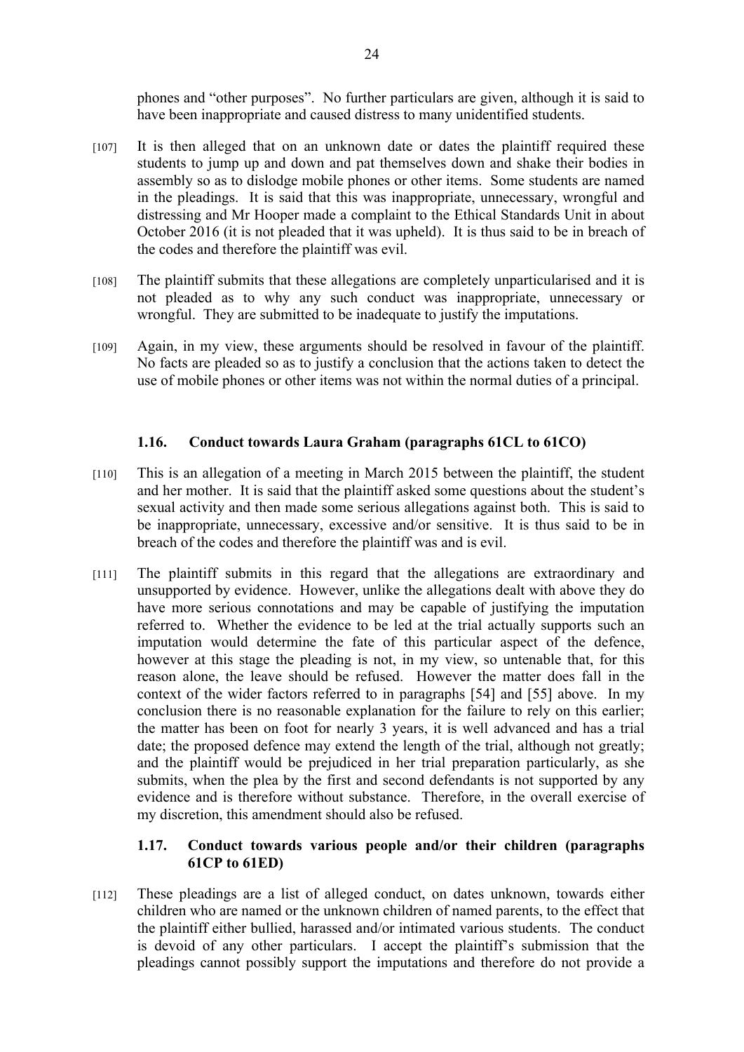phones and "other purposes". No further particulars are given, although it is said to have been inappropriate and caused distress to many unidentified students.

[107] It is then alleged that on an unknown date or dates the plaintiff required these students to jump up and down and pat themselves down and shake their bodies in assembly so as to dislodge mobile phones or other items. Some students are named in the pleadings. It is said that this was inappropriate, unnecessary, wrongful and distressing and Mr Hooper made a complaint to the Ethical Standards Unit in about October 2016 (it is not pleaded that it was upheld). It is thus said to be in breach of the codes and therefore the plaintiff was evil.

[108] The plaintiff submits that these allegations are completely unparticularised and it is not pleaded as to why any such conduct was inappropriate, unnecessary or wrongful. They are submitted to be inadequate to justify the imputations.

[109] Again, in my view, these arguments should be resolved in favour of the plaintiff. No facts are pleaded so as to justify a conclusion that the actions taken to detect the use of mobile phones or other items was not within the normal duties of a principal.

### 1.16. Conduct towards Laura Graham (paragraphs 61CL to 61CO)

[110] This is an allegation of a meeting in March 2015 between the plaintiff, the student and her mother. It is said that the plaintiff asked some questions about the student's sexual activity and then made some serious allegations against both. This is said to be inappropriate, unnecessary, excessive and/or sensitive. It is thus said to be in breach of the codes and therefore the plaintiff was and is evil.

[111] The plaintiff submits in this regard that the allegations are extraordinary and unsupported by evidence. However, unlike the allegations dealt with above they do have more serious connotations and may be capable of justifying the imputation referred to. Whether the evidence to be led at the trial actually supports such an imputation would determine the fate of this particular aspect of the defence, however at this stage the pleading is not, in my view, so untenable that, for this reason alone, the leave should be refused. However the matter does fall in the context of the wider factors referred to in paragraphs [54] and [55] above. In my conclusion there is no reasonable explanation for the failure to rely on this earlier; the matter has been on foot for nearly 3 years, it is well advanced and has a trial date; the proposed defence may extend the length of the trial, although not greatly; and the plaintiff would be prejudiced in her trial preparation particularly, as she submits, when the plea by the first and second defendants is not supported by any evidence and is therefore without substance. Therefore, in the overall exercise of my discretion, this amendment should also be refused.

### 1.17. Conduct towards various people and/or their children (paragraphs 61CP to 61ED)

[112] These pleadings are a list of alleged conduct, on dates unknown, towards either children who are named or the unknown children of named parents, to the effect that the plaintiff either bullied, harassed and/or intimated various students. The conduct is devoid of any other particulars. I accept the plaintiff's submission that the pleadings cannot possibly support the imputations and therefore do not provide a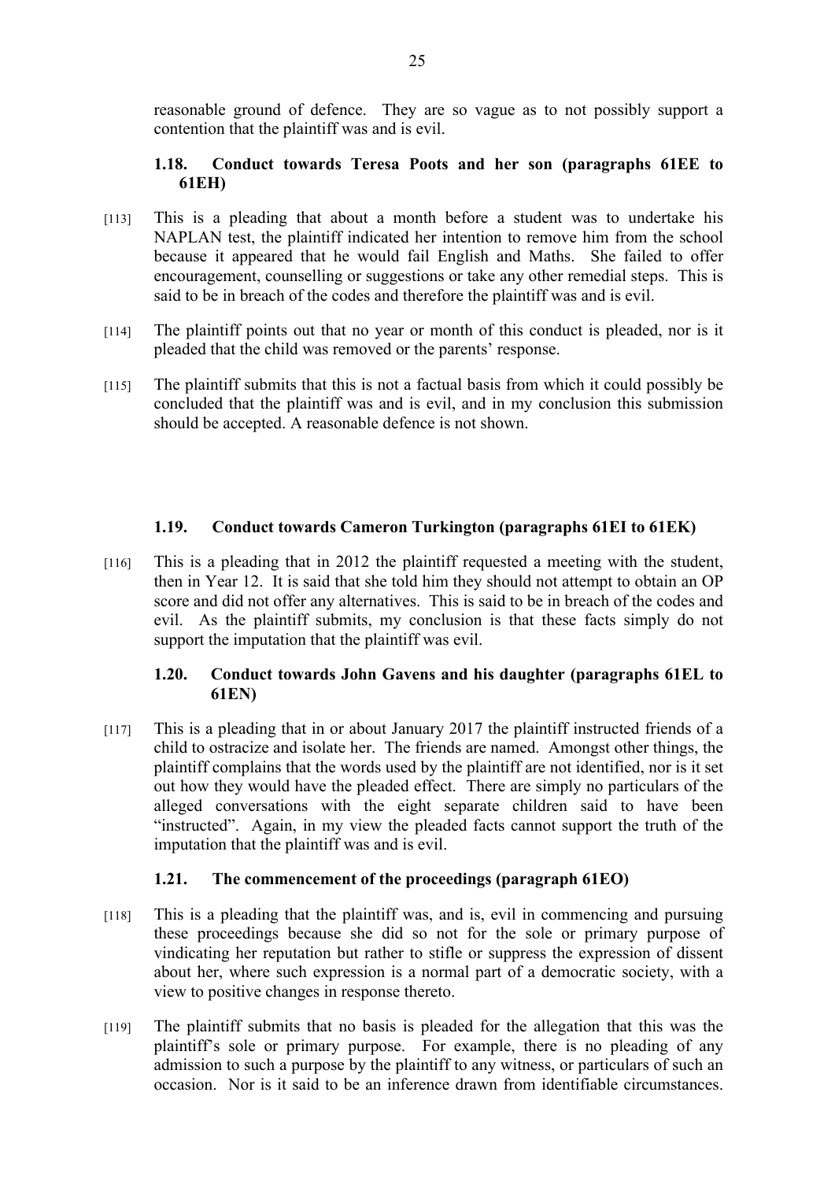reasonable ground of defence. They are so vague as to not possibly support a contention that the plaintiff was and is evil.

### 1.18. Conduct towards Teresa Poots and her son (paragraphs 61EE to 61EH)

[113] This is a pleading that about a month before a student was to undertake his NAPLAN test, the plaintiff indicated her intention to remove him from the school because it appeared that he would fail English and Maths. She failed to offer encouragement, counselling or suggestions or take any other remedial steps. This is said to be in breach of the codes and therefore the plaintiff was and is evil.

[114] The plaintiff points out that no year or month of this conduct is pleaded, nor is it pleaded that the child was removed or the parents' response.

[115] The plaintiff submits that this is not a factual basis from which it could possibly be concluded that the plaintiff was and is evil, and in my conclusion this submission should be accepted. A reasonable defence is not shown.

### 1.19. Conduct towards Cameron Turkington (paragraphs 61EI to 61EK)

[116] This is a pleading that in 2012 the plaintiff requested a meeting with the student, then in Year 12. It is said that she told him they should not attempt to obtain an OP score and did not offer any alternatives. This is said to be in breach of the codes and evil. As the plaintiff submits, my conclusion is that these facts simply do not support the imputation that the plaintiff was evil.

### 1.20. Conduct towards John Gavens and his daughter (paragraphs 61EL to 61EN)

[117] This is a pleading that in or about January 2017 the plaintiff instructed friends of a child to ostracize and isolate her. The friends are named. Amongst other things, the plaintiff complains that the words used by the plaintiff are not identified, nor is it set out how they would have the pleaded effect. There are simply no particulars of the alleged conversations with the eight separate children said to have been "instructed". Again, in my view the pleaded facts cannot support the truth of the imputation that the plaintiff was and is evil.

### 1.21. The commencement of the proceedings (paragraph 61EO)

[118] This is a pleading that the plaintiff was, and is, evil in commencing and pursuing these proceedings because she did so not for the sole or primary purpose of vindicating her reputation but rather to stifle or suppress the expression of dissent about her, where such expression is a normal part of a democratic society, with a view to positive changes in response thereto.

[119] The plaintiff submits that no basis is pleaded for the allegation that this was the plaintiff's sole or primary purpose. For example, there is no pleading of any admission to such a purpose by the plaintiff to any witness, or particulars of such an occasion. Nor is it said to be an inference drawn from identifiable circumstances.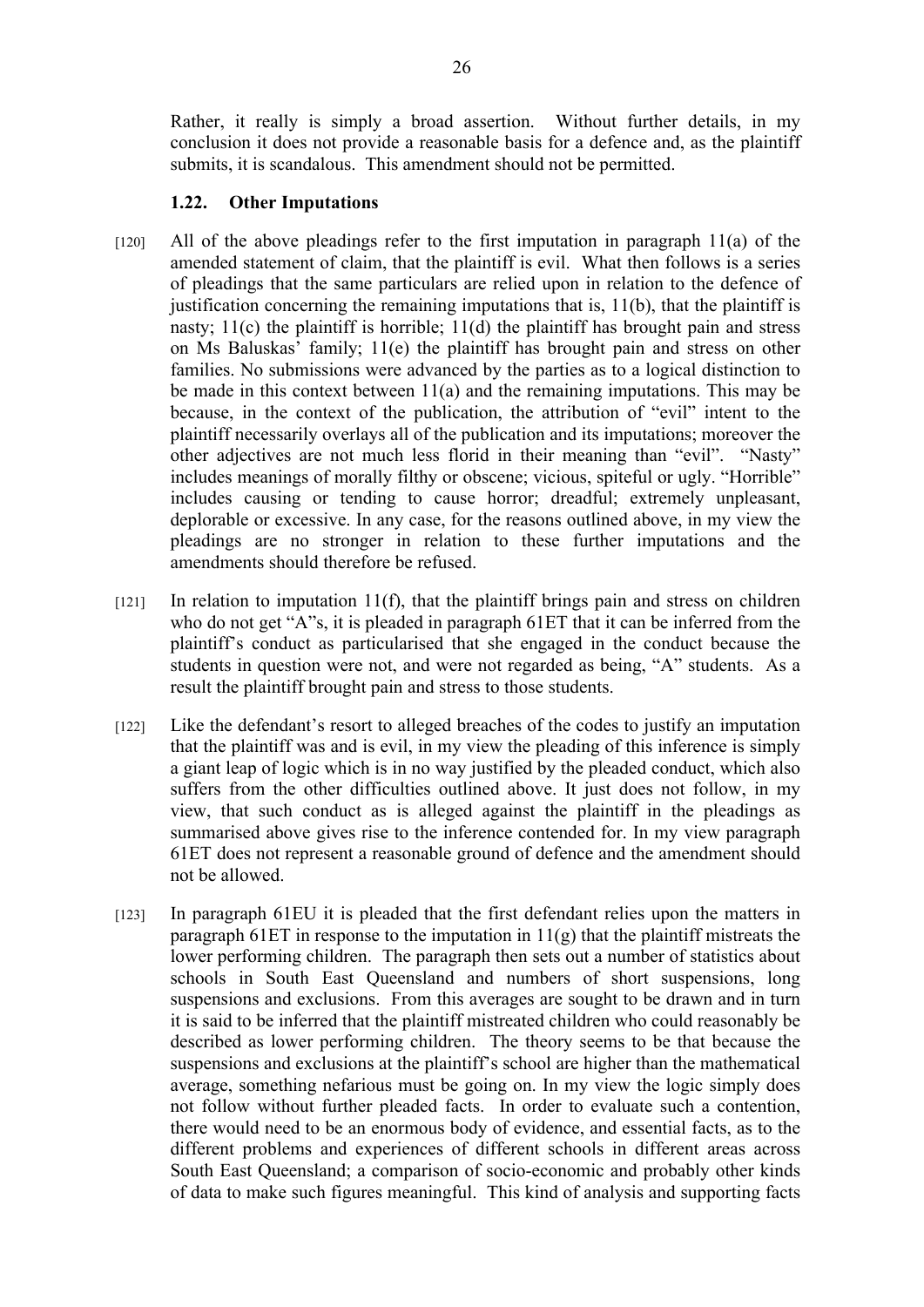Rather, it really is simply a broad assertion. Without further details, in my conclusion it does not provide a reasonable basis for a defence and, as the plaintiff submits, it is scandalous. This amendment should not be permitted.

### 1.22. Other Imputations

[120] All of the above pleadings refer to the first imputation in paragraph 11(a) of the amended statement of claim, that the plaintiff is evil. What then follows is a series of pleadings that the same particulars are relied upon in relation to the defence of justification concerning the remaining imputations that is, 11(b), that the plaintiff is nasty; 11(c) the plaintiff is horrible; 11(d) the plaintiff has brought pain and stress on Ms Baluskas' family; 11(e) the plaintiff has brought pain and stress on other families. No submissions were advanced by the parties as to a logical distinction to be made in this context between 11(a) and the remaining imputations. This may be because, in the context of the publication, the attribution of "evil" intent to the plaintiff necessarily overlays all of the publication and its imputations; moreover the other adjectives are not much less florid in their meaning than "evil". "Nasty" includes meanings of morally filthy or obscene; vicious, spiteful or ugly. "Horrible" includes causing or tending to cause horror; dreadful; extremely unpleasant, deplorable or excessive. In any case, for the reasons outlined above, in my view the pleadings are no stronger in relation to these further imputations and the amendments should therefore be refused.

[121] In relation to imputation 11(f), that the plaintiff brings pain and stress on children who do not get "A"s, it is pleaded in paragraph 61ET that it can be inferred from the plaintiff's conduct as particularised that she engaged in the conduct because the students in question were not, and were not regarded as being, "A" students. As a result the plaintiff brought pain and stress to those students.

[122] Like the defendant's resort to alleged breaches of the codes to justify an imputation that the plaintiff was and is evil, in my view the pleading of this inference is simply a giant leap of logic which is in no way justified by the pleaded conduct, which also suffers from the other difficulties outlined above. It just does not follow, in my view, that such conduct as is alleged against the plaintiff in the pleadings as summarised above gives rise to the inference contended for. In my view paragraph 61ET does not represent a reasonable ground of defence and the amendment should not be allowed.

[123] In paragraph 61EU it is pleaded that the first defendant relies upon the matters in paragraph 61ET in response to the imputation in 11(g) that the plaintiff mistreats the lower performing children. The paragraph then sets out a number of statistics about schools in South East Queensland and numbers of short suspensions, long suspensions and exclusions. From this averages are sought to be drawn and in turn it is said to be inferred that the plaintiff mistreated children who could reasonably be described as lower performing children. The theory seems to be that because the suspensions and exclusions at the plaintiff's school are higher than the mathematical average, something nefarious must be going on. In my view the logic simply does not follow without further pleaded facts. In order to evaluate such a contention, there would need to be an enormous body of evidence, and essential facts, as to the different problems and experiences of different schools in different areas across South East Queensland; a comparison of socio-economic and probably other kinds of data to make such figures meaningful. This kind of analysis and supporting facts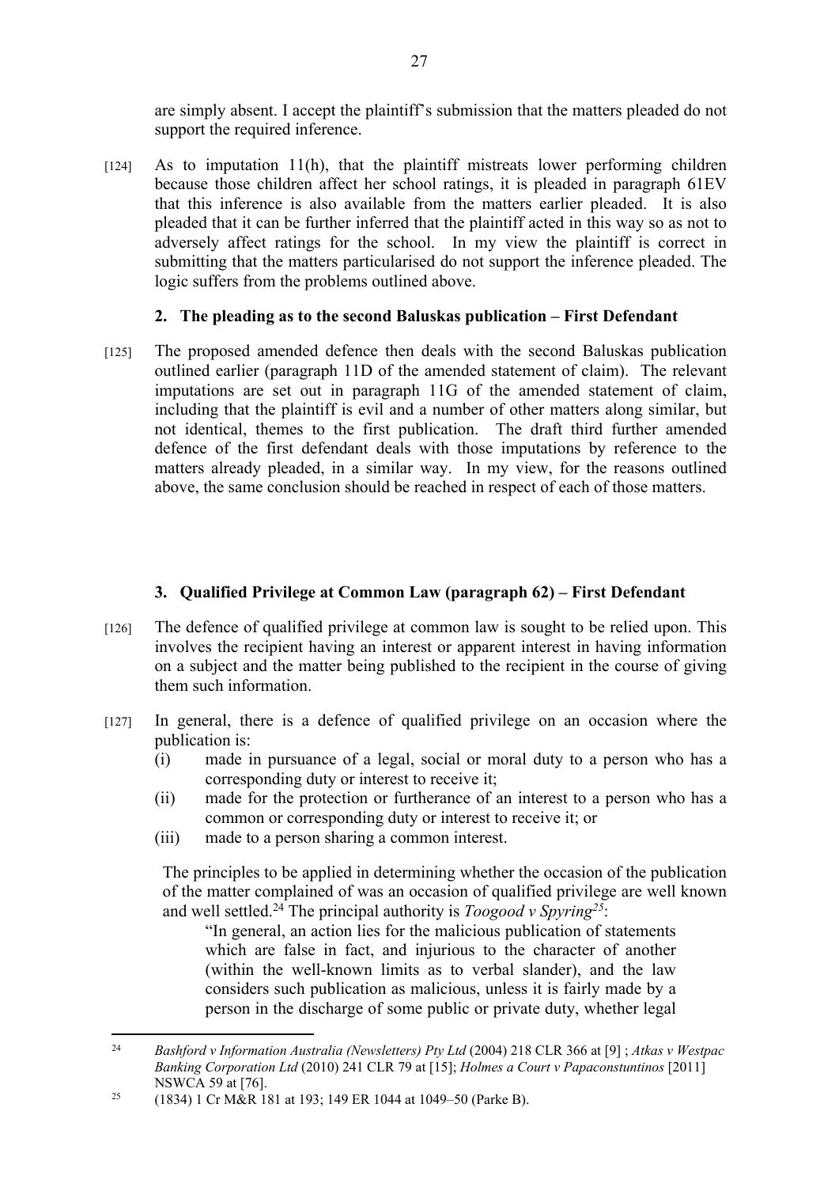are simply absent. I accept the plaintiff's submission that the matters pleaded do not support the required inference.

[124] As to imputation 11(h), that the plaintiff mistreats lower performing children because those children affect her school ratings, it is pleaded in paragraph 61EV that this inference is also available from the matters earlier pleaded. It is also pleaded that it can be further inferred that the plaintiff acted in this way so as not to adversely affect ratings for the school. In my view the plaintiff is correct in submitting that the matters particularised do not support the inference pleaded. The logic suffers from the problems outlined above.

### 2. The pleading as to the second Baluskas publication – First Defendant

[125] The proposed amended defence then deals with the second Baluskas publication outlined earlier (paragraph 11D of the amended statement of claim). The relevant imputations are set out in paragraph 11G of the amended statement of claim, including that the plaintiff is evil and a number of other matters along similar, but not identical, themes to the first publication. The draft third further amended defence of the first defendant deals with those imputations by reference to the matters already pleaded, in a similar way. In my view, for the reasons outlined above, the same conclusion should be reached in respect of each of those matters.

### 3. Qualified Privilege at Common Law (paragraph 62) – First Defendant

[126] The defence of qualified privilege at common law is sought to be relied upon. This involves the recipient having an interest or apparent interest in having information on a subject and the matter being published to the recipient in the course of giving them such information.

[127] In general, there is a defence of qualified privilege on an occasion where the publication is:

(i) made in pursuance of a legal, social or moral duty to a person who has a corresponding duty or interest to receive it;
(ii) made for the protection or furtherance of an interest to a person who has a common or corresponding duty or interest to receive it; or
(iii) made to a person sharing a common interest.

The principles to be applied in determining whether the occasion of the publication of the matter complained of was an occasion of qualified privilege are well known and well settled.[24] The principal authority is *Toogood v Spyring*[25]:

> "In general, an action lies for the malicious publication of statements which are false in fact, and injurious to the character of another (within the well-known limits as to verbal slander), and the law considers such publication as malicious, unless it is fairly made by a person in the discharge of some public or private duty, whether legal

---

[24] *Bashford v Information Australia (Newsletters) Pty Ltd* (2004) 218 CLR 366 at [9] ; *Atkas v Westpac Banking Corporation Ltd* (2010) 241 CLR 79 at [15]; *Holmes a Court v Papaconstuntinos* [2011] NSWCA 59 at [76].

[25] (1834) 1 Cr M&R 181 at 193; 149 ER 1044 at 1049–50 (Parke B).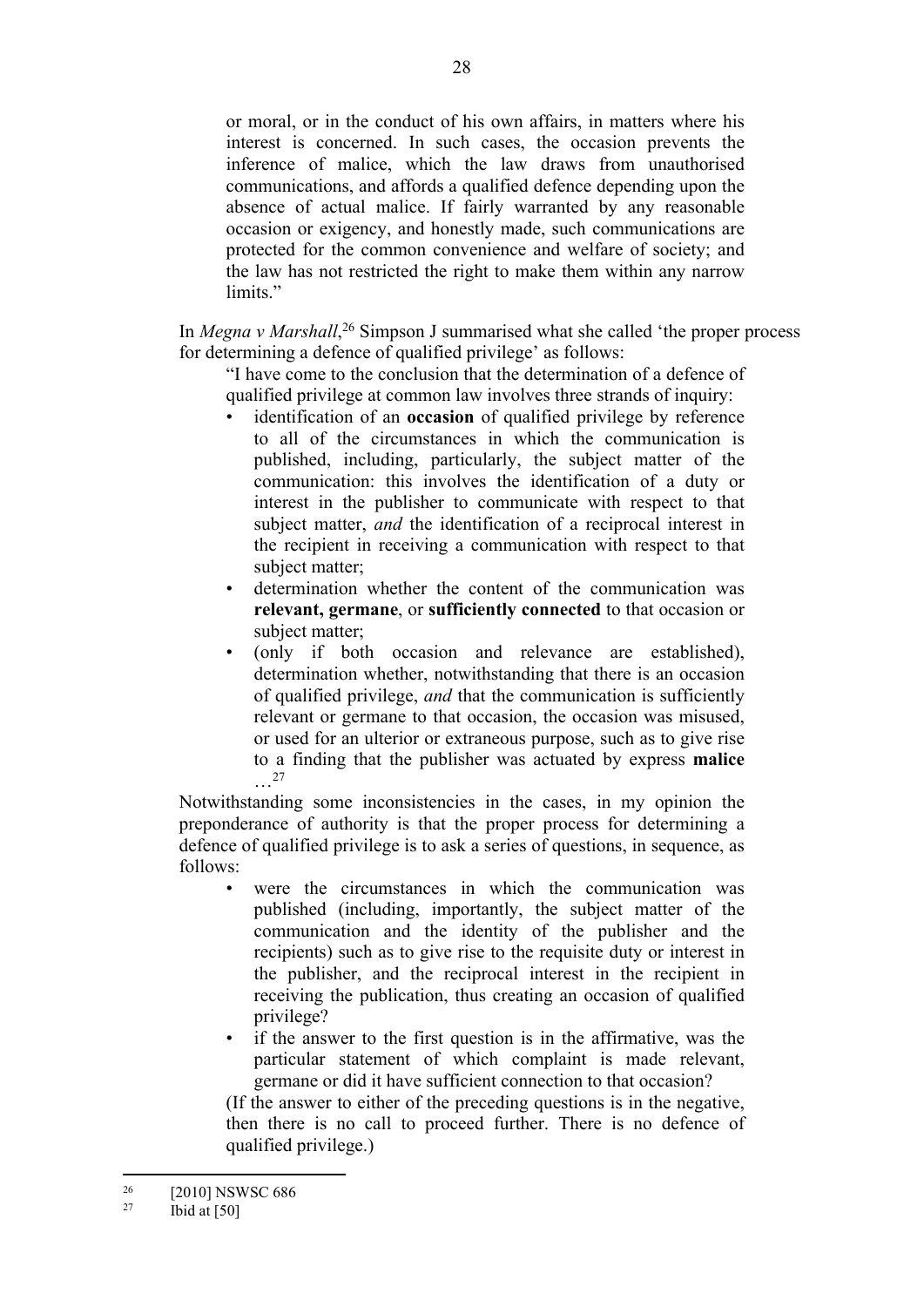> or moral, or in the conduct of his own affairs, in matters where his interest is concerned. In such cases, the occasion prevents the inference of malice, which the law draws from unauthorised communications, and affords a qualified defence depending upon the absence of actual malice. If fairly warranted by any reasonable occasion or exigency, and honestly made, such communications are protected for the common convenience and welfare of society; and the law has not restricted the right to make them within any narrow limits."

In *Megna v Marshall*,[26] Simpson J summarised what she called 'the proper process for determining a defence of qualified privilege' as follows:

> "I have come to the conclusion that the determination of a defence of qualified privilege at common law involves three strands of inquiry:
>
> - identification of an **occasion** of qualified privilege by reference to all of the circumstances in which the communication is published, including, particularly, the subject matter of the communication: this involves the identification of a duty or interest in the publisher to communicate with respect to that subject matter, *and* the identification of a reciprocal interest in the recipient in receiving a communication with respect to that subject matter;
> - determination whether the content of the communication was **relevant, germane**, or **sufficiently connected** to that occasion or subject matter;
> - (only if both occasion and relevance are established), determination whether, notwithstanding that there is an occasion of qualified privilege, *and* that the communication is sufficiently relevant or germane to that occasion, the occasion was misused, or used for an ulterior or extraneous purpose, such as to give rise to a finding that the publisher was actuated by express **malice** …[27]

Notwithstanding some inconsistencies in the cases, in my opinion the preponderance of authority is that the proper process for determining a defence of qualified privilege is to ask a series of questions, in sequence, as follows:

> - were the circumstances in which the communication was published (including, importantly, the subject matter of the communication and the identity of the publisher and the recipients) such as to give rise to the requisite duty or interest in the publisher, and the reciprocal interest in the recipient in receiving the publication, thus creating an occasion of qualified privilege?
> - if the answer to the first question is in the affirmative, was the particular statement of which complaint is made relevant, germane or did it have sufficient connection to that occasion?
>
> (If the answer to either of the preceding questions is in the negative, then there is no call to proceed further. There is no defence of qualified privilege.)

---

[26] [2010] NSWSC 686

[27] Ibid at [50]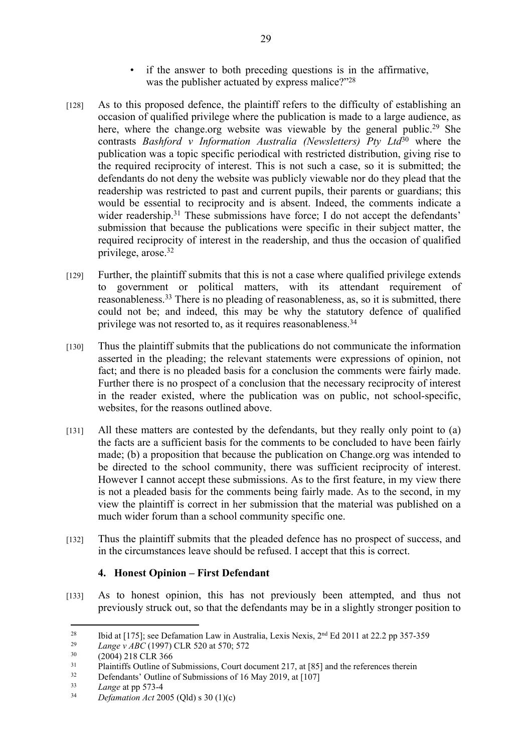- if the answer to both preceding questions is in the affirmative, was the publisher actuated by express malice?"[28]

[128] As to this proposed defence, the plaintiff refers to the difficulty of establishing an occasion of qualified privilege where the publication is made to a large audience, as here, where the change.org website was viewable by the general public.[29] She contrasts *Bashford v Information Australia (Newsletters) Pty Ltd*[30] where the publication was a topic specific periodical with restricted distribution, giving rise to the required reciprocity of interest. This is not such a case, so it is submitted; the defendants do not deny the website was publicly viewable nor do they plead that the readership was restricted to past and current pupils, their parents or guardians; this would be essential to reciprocity and is absent. Indeed, the comments indicate a wider readership.[31] These submissions have force; I do not accept the defendants' submission that because the publications were specific in their subject matter, the required reciprocity of interest in the readership, and thus the occasion of qualified privilege, arose.[32]

[129] Further, the plaintiff submits that this is not a case where qualified privilege extends to government or political matters, with its attendant requirement of reasonableness.[33] There is no pleading of reasonableness, as, so it is submitted, there could not be; and indeed, this may be why the statutory defence of qualified privilege was not resorted to, as it requires reasonableness.[34]

[130] Thus the plaintiff submits that the publications do not communicate the information asserted in the pleading; the relevant statements were expressions of opinion, not fact; and there is no pleaded basis for a conclusion the comments were fairly made. Further there is no prospect of a conclusion that the necessary reciprocity of interest in the reader existed, where the publication was on public, not school-specific, websites, for the reasons outlined above.

[131] All these matters are contested by the defendants, but they really only point to (a) the facts are a sufficient basis for the comments to be concluded to have been fairly made; (b) a proposition that because the publication on Change.org was intended to be directed to the school community, there was sufficient reciprocity of interest. However I cannot accept these submissions. As to the first feature, in my view there is not a pleaded basis for the comments being fairly made. As to the second, in my view the plaintiff is correct in her submission that the material was published on a much wider forum than a school community specific one.

[132] Thus the plaintiff submits that the pleaded defence has no prospect of success, and in the circumstances leave should be refused. I accept that this is correct.

### 4. Honest Opinion – First Defendant

[133] As to honest opinion, this has not previously been attempted, and thus not previously struck out, so that the defendants may be in a slightly stronger position to

---

[28] Ibid at [175]; see Defamation Law in Australia, Lexis Nexis, 2nd Ed 2011 at 22.2 pp 357-359

[29] *Lange v ABC* (1997) CLR 520 at 570; 572

[30] (2004) 218 CLR 366

[31] Plaintiffs Outline of Submissions, Court document 217, at [85] and the references therein

[32] Defendants' Outline of Submissions of 16 May 2019, at [107]

[33] *Lange* at pp 573-4

[34] *Defamation Act* 2005 (Qld) s 30 (1)(c)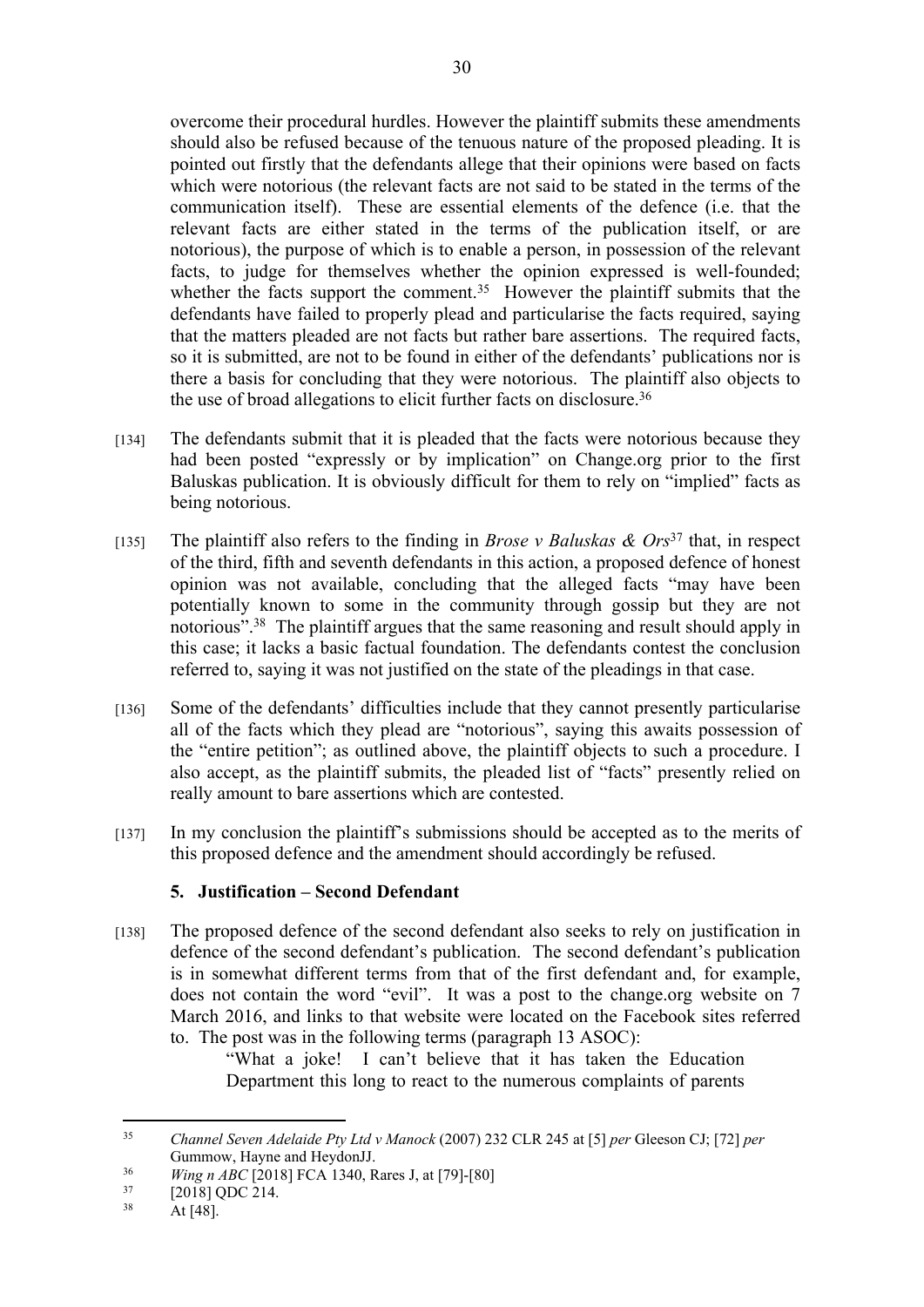overcome their procedural hurdles. However the plaintiff submits these amendments should also be refused because of the tenuous nature of the proposed pleading. It is pointed out firstly that the defendants allege that their opinions were based on facts which were notorious (the relevant facts are not said to be stated in the terms of the communication itself). These are essential elements of the defence (i.e. that the relevant facts are either stated in the terms of the publication itself, or are notorious), the purpose of which is to enable a person, in possession of the relevant facts, to judge for themselves whether the opinion expressed is well-founded; whether the facts support the comment.[35] However the plaintiff submits that the defendants have failed to properly plead and particularise the facts required, saying that the matters pleaded are not facts but rather bare assertions. The required facts, so it is submitted, are not to be found in either of the defendants' publications nor is there a basis for concluding that they were notorious. The plaintiff also objects to the use of broad allegations to elicit further facts on disclosure.[36]

[134] The defendants submit that it is pleaded that the facts were notorious because they had been posted "expressly or by implication" on Change.org prior to the first Baluskas publication. It is obviously difficult for them to rely on "implied" facts as being notorious.

[135] The plaintiff also refers to the finding in *Brose v Baluskas & Ors*[37] that, in respect of the third, fifth and seventh defendants in this action, a proposed defence of honest opinion was not available, concluding that the alleged facts "may have been potentially known to some in the community through gossip but they are not notorious".[38] The plaintiff argues that the same reasoning and result should apply in this case; it lacks a basic factual foundation. The defendants contest the conclusion referred to, saying it was not justified on the state of the pleadings in that case.

[136] Some of the defendants' difficulties include that they cannot presently particularise all of the facts which they plead are "notorious", saying this awaits possession of the "entire petition"; as outlined above, the plaintiff objects to such a procedure. I also accept, as the plaintiff submits, the pleaded list of "facts" presently relied on really amount to bare assertions which are contested.

[137] In my conclusion the plaintiff's submissions should be accepted as to the merits of this proposed defence and the amendment should accordingly be refused.

### 5. Justification – Second Defendant

[138] The proposed defence of the second defendant also seeks to rely on justification in defence of the second defendant's publication. The second defendant's publication is in somewhat different terms from that of the first defendant and, for example, does not contain the word "evil". It was a post to the change.org website on 7 March 2016, and links to that website were located on the Facebook sites referred to. The post was in the following terms (paragraph 13 ASOC):

> "What a joke! I can't believe that it has taken the Education Department this long to react to the numerous complaints of parents

---

[35] *Channel Seven Adelaide Pty Ltd v Manock* (2007) 232 CLR 245 at [5] *per* Gleeson CJ; [72] *per* Gummow, Hayne and HeydonJJ.

[36] *Wing n ABC* [2018] FCA 1340, Rares J, at [79]-[80]

[37] [2018] QDC 214.

[38] At [48].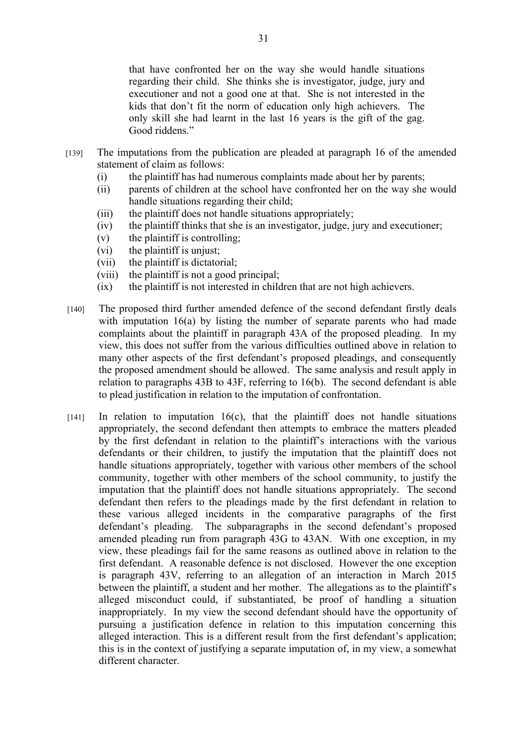that have confronted her on the way she would handle situations regarding their child. She thinks she is investigator, judge, jury and executioner and not a good one at that. She is not interested in the kids that don't fit the norm of education only high achievers. The only skill she had learnt in the last 16 years is the gift of the gag. Good riddens."

[139] The imputations from the publication are pleaded at paragraph 16 of the amended statement of claim as follows:

(i) the plaintiff has had numerous complaints made about her by parents;
(ii) parents of children at the school have confronted her on the way she would handle situations regarding their child;
(iii) the plaintiff does not handle situations appropriately;
(iv) the plaintiff thinks that she is an investigator, judge, jury and executioner;
(v) the plaintiff is controlling;
(vi) the plaintiff is unjust;
(vii) the plaintiff is dictatorial;
(viii) the plaintiff is not a good principal;
(ix) the plaintiff is not interested in children that are not high achievers.

[140] The proposed third further amended defence of the second defendant firstly deals with imputation 16(a) by listing the number of separate parents who had made complaints about the plaintiff in paragraph 43A of the proposed pleading. In my view, this does not suffer from the various difficulties outlined above in relation to many other aspects of the first defendant's proposed pleadings, and consequently the proposed amendment should be allowed. The same analysis and result apply in relation to paragraphs 43B to 43F, referring to 16(b). The second defendant is able to plead justification in relation to the imputation of confrontation.

[141] In relation to imputation 16(c), that the plaintiff does not handle situations appropriately, the second defendant then attempts to embrace the matters pleaded by the first defendant in relation to the plaintiff's interactions with the various defendants or their children, to justify the imputation that the plaintiff does not handle situations appropriately, together with various other members of the school community, together with other members of the school community, to justify the imputation that the plaintiff does not handle situations appropriately. The second defendant then refers to the pleadings made by the first defendant in relation to these various alleged incidents in the comparative paragraphs of the first defendant's pleading. The subparagraphs in the second defendant's proposed amended pleading run from paragraph 43G to 43AN. With one exception, in my view, these pleadings fail for the same reasons as outlined above in relation to the first defendant. A reasonable defence is not disclosed. However the one exception is paragraph 43V, referring to an allegation of an interaction in March 2015 between the plaintiff, a student and her mother. The allegations as to the plaintiff's alleged misconduct could, if substantiated, be proof of handling a situation inappropriately. In my view the second defendant should have the opportunity of pursuing a justification defence in relation to this imputation concerning this alleged interaction. This is a different result from the first defendant's application; this is in the context of justifying a separate imputation of, in my view, a somewhat different character.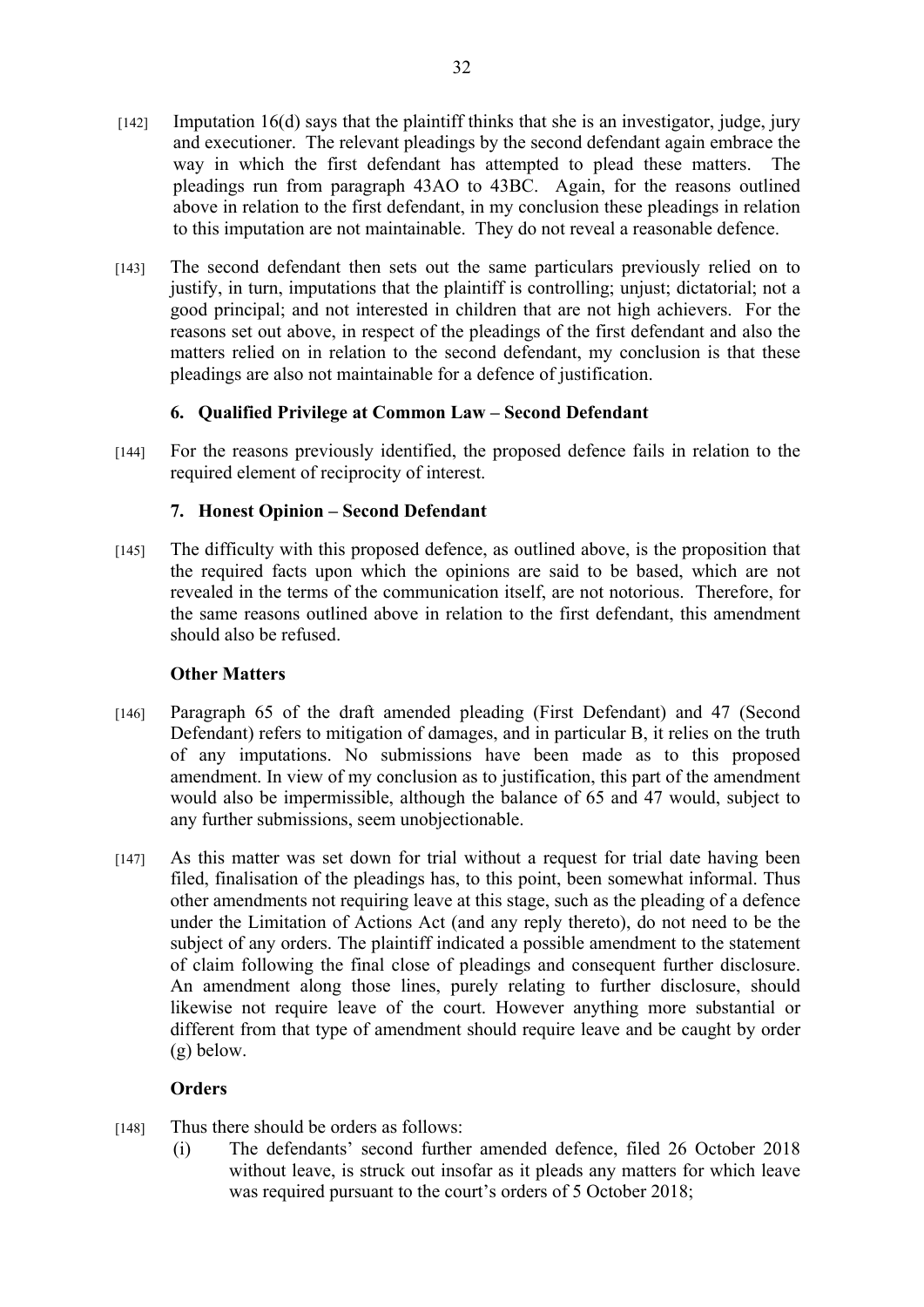[142] Imputation 16(d) says that the plaintiff thinks that she is an investigator, judge, jury and executioner. The relevant pleadings by the second defendant again embrace the way in which the first defendant has attempted to plead these matters. The pleadings run from paragraph 43AO to 43BC. Again, for the reasons outlined above in relation to the first defendant, in my conclusion these pleadings in relation to this imputation are not maintainable. They do not reveal a reasonable defence.

[143] The second defendant then sets out the same particulars previously relied on to justify, in turn, imputations that the plaintiff is controlling; unjust; dictatorial; not a good principal; and not interested in children that are not high achievers. For the reasons set out above, in respect of the pleadings of the first defendant and also the matters relied on in relation to the second defendant, my conclusion is that these pleadings are also not maintainable for a defence of justification.

### 6. Qualified Privilege at Common Law – Second Defendant

[144] For the reasons previously identified, the proposed defence fails in relation to the required element of reciprocity of interest.

### 7. Honest Opinion – Second Defendant

[145] The difficulty with this proposed defence, as outlined above, is the proposition that the required facts upon which the opinions are said to be based, which are not revealed in the terms of the communication itself, are not notorious. Therefore, for the same reasons outlined above in relation to the first defendant, this amendment should also be refused.

### Other Matters

[146] Paragraph 65 of the draft amended pleading (First Defendant) and 47 (Second Defendant) refers to mitigation of damages, and in particular B, it relies on the truth of any imputations. No submissions have been made as to this proposed amendment. In view of my conclusion as to justification, this part of the amendment would also be impermissible, although the balance of 65 and 47 would, subject to any further submissions, seem unobjectionable.

[147] As this matter was set down for trial without a request for trial date having been filed, finalisation of the pleadings has, to this point, been somewhat informal. Thus other amendments not requiring leave at this stage, such as the pleading of a defence under the Limitation of Actions Act (and any reply thereto), do not need to be the subject of any orders. The plaintiff indicated a possible amendment to the statement of claim following the final close of pleadings and consequent further disclosure. An amendment along those lines, purely relating to further disclosure, should likewise not require leave of the court. However anything more substantial or different from that type of amendment should require leave and be caught by order (g) below.

### Orders

[148] Thus there should be orders as follows:

(i) The defendants' second further amended defence, filed 26 October 2018 without leave, is struck out insofar as it pleads any matters for which leave was required pursuant to the court's orders of 5 October 2018;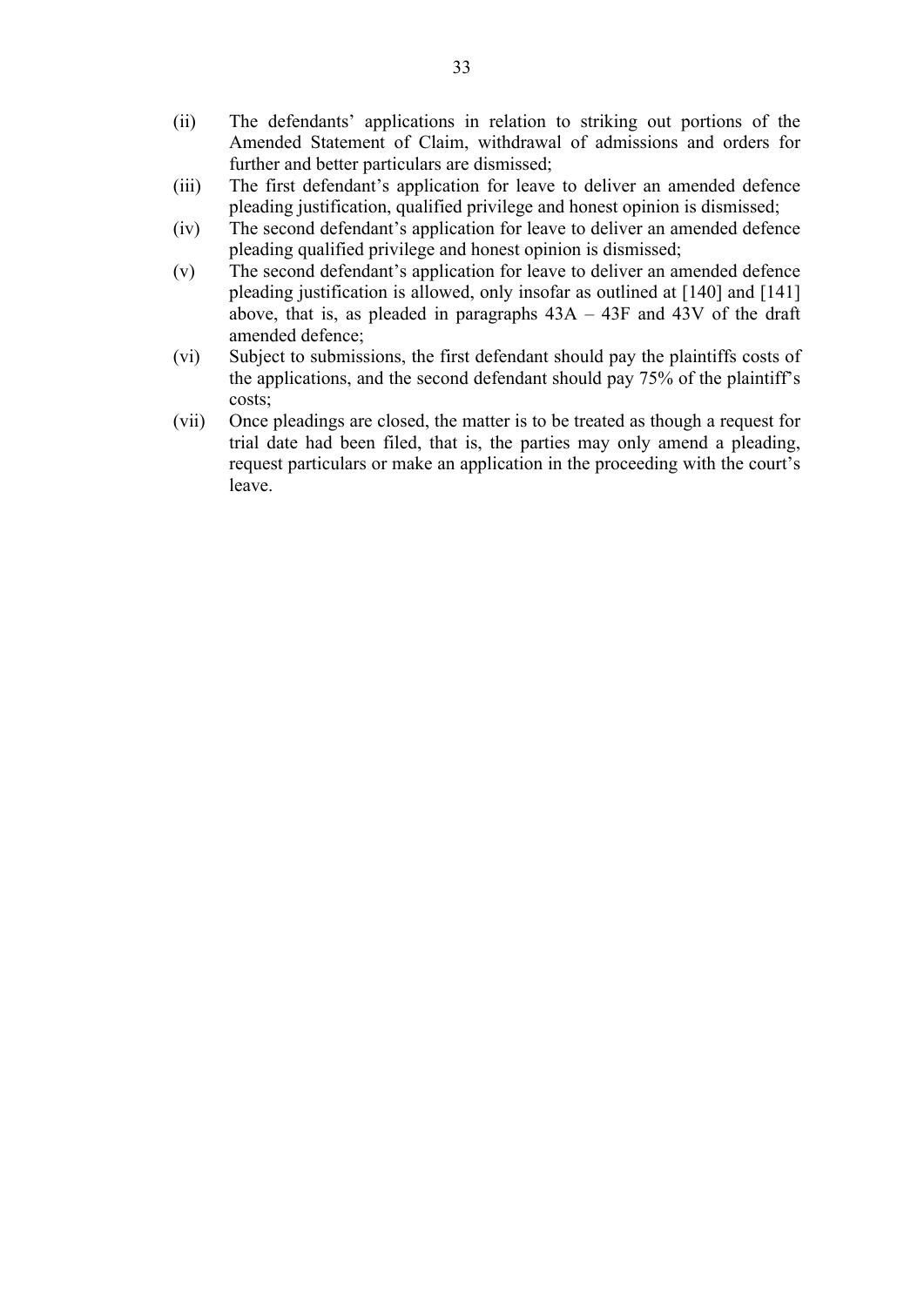(ii) The defendants' applications in relation to striking out portions of the Amended Statement of Claim, withdrawal of admissions and orders for further and better particulars are dismissed;

(iii) The first defendant's application for leave to deliver an amended defence pleading justification, qualified privilege and honest opinion is dismissed;

(iv) The second defendant's application for leave to deliver an amended defence pleading qualified privilege and honest opinion is dismissed;

(v) The second defendant's application for leave to deliver an amended defence pleading justification is allowed, only insofar as outlined at [140] and [141] above, that is, as pleaded in paragraphs 43A – 43F and 43V of the draft amended defence;

(vi) Subject to submissions, the first defendant should pay the plaintiffs costs of the applications, and the second defendant should pay 75% of the plaintiff's costs;

(vii) Once pleadings are closed, the matter is to be treated as though a request for trial date had been filed, that is, the parties may only amend a pleading, request particulars or make an application in the proceeding with the court's leave.